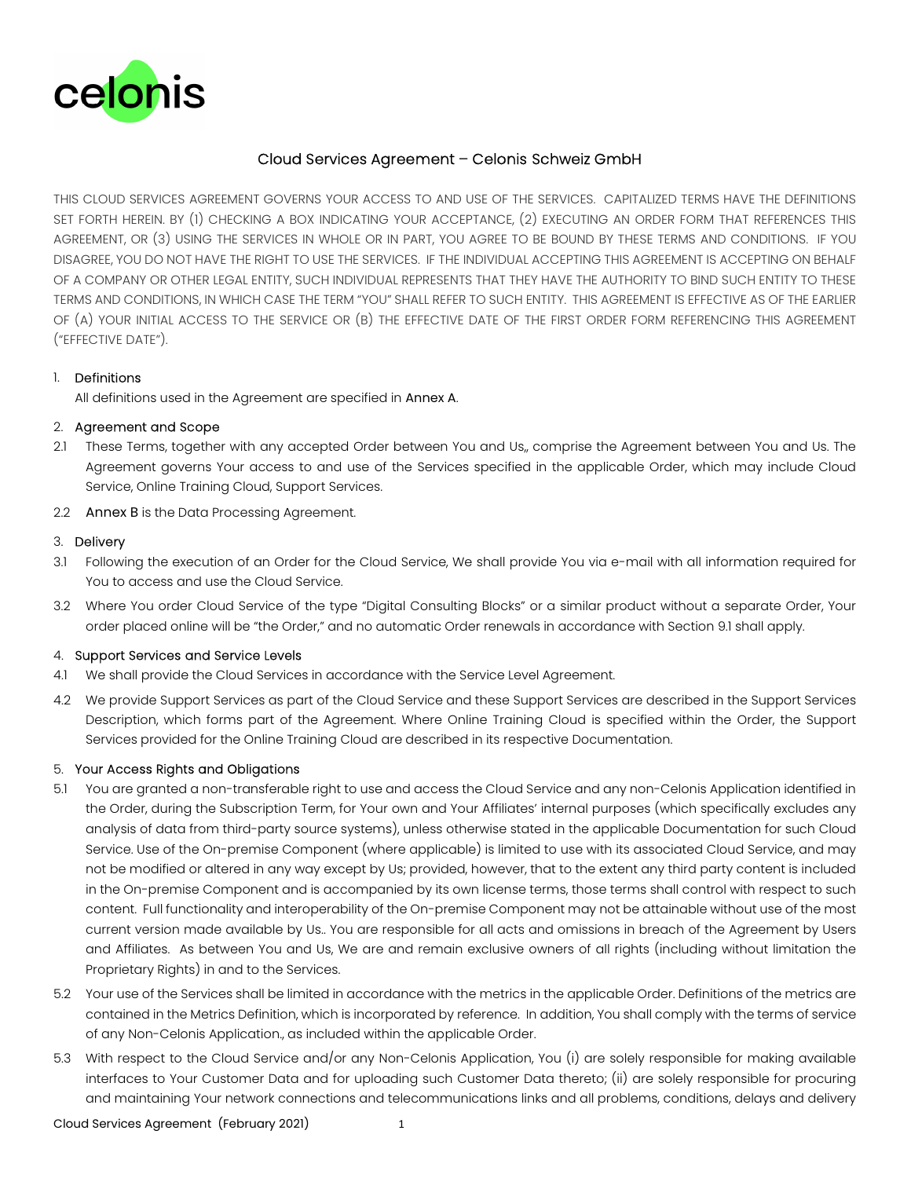# Cloud Services Agreement – Celonis Schweiz GmbH

THIS CLOUD SERVICES AGREEMENT GOVERNS YOUR ACCESS TO AND USE OF THE SERVICES. CAPITALIZED TERMS HAVE THE DEFINITIONS SET FORTH HEREIN. BY (1) CHECKING A BOX INDICATING YOUR ACCEPTANCE, (2) EXECUTING AN ORDER FORM THAT REFERENCES THIS AGREEMENT, OR (3) USING THE SERVICES IN WHOLE OR IN PART, YOU AGREE TO BE BOUND BY THESE TERMS AND CONDITIONS. IF YOU DISAGREE, YOU DO NOT HAVE THE RIGHT TO USE THE SERVICES. IF THE INDIVIDUAL ACCEPTING THIS AGREEMENT IS ACCEPTING ON BEHALF OF A COMPANY OR OTHER LEGAL ENTITY, SUCH INDIVIDUAL REPRESENTS THAT THEY HAVE THE AUTHORITY TO BIND SUCH ENTITY TO THESE TERMS AND CONDITIONS, IN WHICH CASE THE TERM "YOU" SHALL REFER TO SUCH ENTITY. THIS AGREEMENT IS EFFECTIVE AS OF THE EARLIER OF (A) YOUR INITIAL ACCESS TO THE SERVICE OR (B) THE EFFECTIVE DATE OF THE FIRST ORDER FORM REFERENCING THIS AGREEMENT ("EFFECTIVE DATE").

## 1. Definitions

All definitions used in the Agreement are specified in Annex A.

## 2. Agreement and Scope

2.1 These Terms, together with any accepted Order between You and Us,, comprise the Agreement between You and Us. The Agreement governs Your access to and use of the Services specified in the applicable Order, which may include Cloud Service, Online Training Cloud, Support Services.

2.2 Annex B is the Data Processing Agreement.

## 3. Delivery

3.1 Following the execution of an Order for the Cloud Service, We shall provide You via e-mail with all information required for You to access and use the Cloud Service.

3.2 Where You order Cloud Service of the type "Digital Consulting Blocks" or a similar product without a separate Order, Your order placed online will be "the Order," and no automatic Order renewals in accordance with Section 9.1 shall apply.

## 4. Support Services and Service Levels

4.1 We shall provide the Cloud Services in accordance with the Service Level Agreement.

4.2 We provide Support Services as part of the Cloud Service and these Support Services are described in the Support Services Description, which forms part of the Agreement. Where Online Training Cloud is specified within the Order, the Support Services provided for the Online Training Cloud are described in its respective Documentation.

## 5. Your Access Rights and Obligations

5.1 You are granted a non-transferable right to use and access the Cloud Service and any non-Celonis Application identified in the Order, during the Subscription Term, for Your own and Your Affiliates' internal purposes (which specifically excludes any analysis of data from third-party source systems), unless otherwise stated in the applicable Documentation for such Cloud Service. Use of the On-premise Component (where applicable) is limited to use with its associated Cloud Service, and may not be modified or altered in any way except by Us; provided, however, that to the extent any third party content is included in the On-premise Component and is accompanied by its own license terms, those terms shall control with respect to such content. Full functionality and interoperability of the On-premise Component may not be attainable without use of the most current version made available by Us.. You are responsible for all acts and omissions in breach of the Agreement by Users and Affiliates. As between You and Us, We are and remain exclusive owners of all rights (including without limitation the Proprietary Rights) in and to the Services.

5.2 Your use of the Services shall be limited in accordance with the metrics in the applicable Order. Definitions of the metrics are contained in the Metrics Definition, which is incorporated by reference. In addition, You shall comply with the terms of service of any Non-Celonis Application., as included within the applicable Order.

5.3 With respect to the Cloud Service and/or any Non-Celonis Application, You (i) are solely responsible for making available interfaces to Your Customer Data and for uploading such Customer Data thereto; (ii) are solely responsible for procuring and maintaining Your network connections and telecommunications links and all problems, conditions, delays and delivery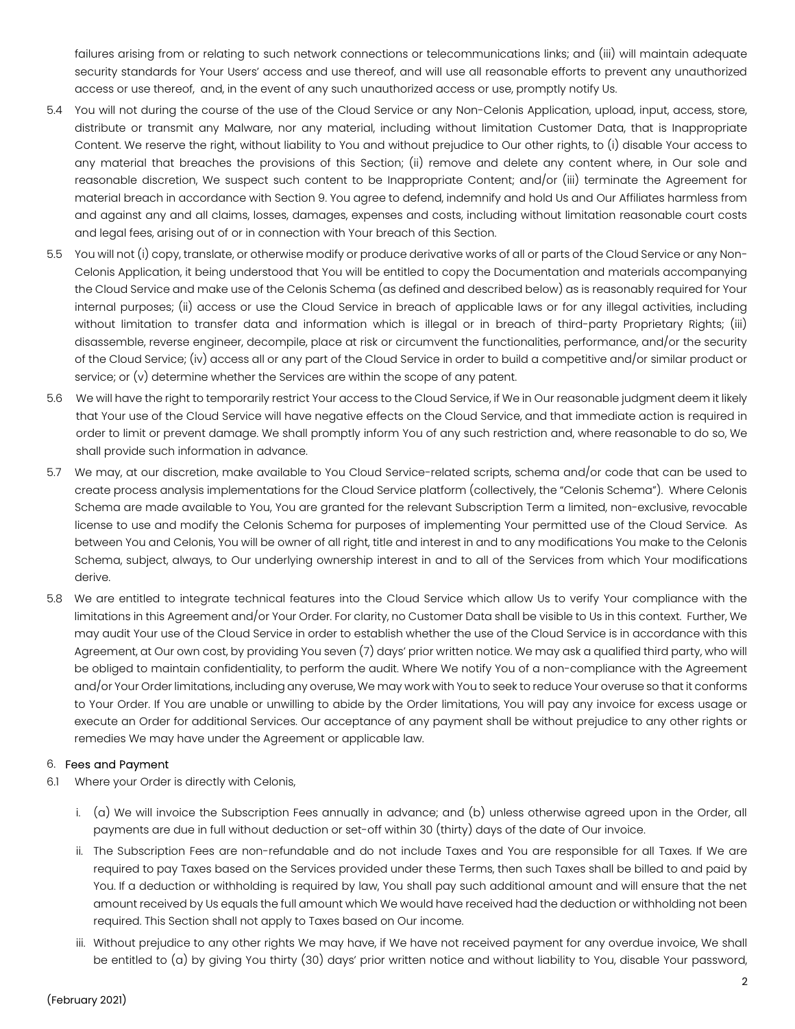failures arising from or relating to such network connections or telecommunications links; and (iii) will maintain adequate security standards for Your Users' access and use thereof, and will use all reasonable efforts to prevent any unauthorized access or use thereof, and, in the event of any such unauthorized access or use, promptly notify Us.

5.4 You will not during the course of the use of the Cloud Service or any Non-Celonis Application, upload, input, access, store, distribute or transmit any Malware, nor any material, including without limitation Customer Data, that is Inappropriate Content. We reserve the right, without liability to You and without prejudice to Our other rights, to (i) disable Your access to any material that breaches the provisions of this Section; (ii) remove and delete any content where, in Our sole and reasonable discretion, We suspect such content to be Inappropriate Content; and/or (iii) terminate the Agreement for material breach in accordance with Section 9. You agree to defend, indemnify and hold Us and Our Affiliates harmless from and against any and all claims, losses, damages, expenses and costs, including without limitation reasonable court costs and legal fees, arising out of or in connection with Your breach of this Section.

5.5 You will not (i) copy, translate, or otherwise modify or produce derivative works of all or parts of the Cloud Service or any Non-Celonis Application, it being understood that You will be entitled to copy the Documentation and materials accompanying the Cloud Service and make use of the Celonis Schema (as defined and described below) as is reasonably required for Your internal purposes; (ii) access or use the Cloud Service in breach of applicable laws or for any illegal activities, including without limitation to transfer data and information which is illegal or in breach of third-party Proprietary Rights; (iii) disassemble, reverse engineer, decompile, place at risk or circumvent the functionalities, performance, and/or the security of the Cloud Service; (iv) access all or any part of the Cloud Service in order to build a competitive and/or similar product or service; or (v) determine whether the Services are within the scope of any patent.

5.6 We will have the right to temporarily restrict Your access to the Cloud Service, if We in Our reasonable judgment deem it likely that Your use of the Cloud Service will have negative effects on the Cloud Service, and that immediate action is required in order to limit or prevent damage. We shall promptly inform You of any such restriction and, where reasonable to do so, We shall provide such information in advance.

5.7 We may, at our discretion, make available to You Cloud Service-related scripts, schema and/or code that can be used to create process analysis implementations for the Cloud Service platform (collectively, the "Celonis Schema"). Where Celonis Schema are made available to You, You are granted for the relevant Subscription Term a limited, non-exclusive, revocable license to use and modify the Celonis Schema for purposes of implementing Your permitted use of the Cloud Service. As between You and Celonis, You will be owner of all right, title and interest in and to any modifications You make to the Celonis Schema, subject, always, to Our underlying ownership interest in and to all of the Services from which Your modifications derive.

5.8 We are entitled to integrate technical features into the Cloud Service which allow Us to verify Your compliance with the limitations in this Agreement and/or Your Order. For clarity, no Customer Data shall be visible to Us in this context. Further, We may audit Your use of the Cloud Service in order to establish whether the use of the Cloud Service is in accordance with this Agreement, at Our own cost, by providing You seven (7) days' prior written notice. We may ask a qualified third party, who will be obliged to maintain confidentiality, to perform the audit. Where We notify You of a non-compliance with the Agreement and/or Your Order limitations, including any overuse, We may work with You to seek to reduce Your overuse so that it conforms to Your Order. If You are unable or unwilling to abide by the Order limitations, You will pay any invoice for excess usage or execute an Order for additional Services. Our acceptance of any payment shall be without prejudice to any other rights or remedies We may have under the Agreement or applicable law.

## 6. Fees and Payment

6.1 Where your Order is directly with Celonis,

i. (a) We will invoice the Subscription Fees annually in advance; and (b) unless otherwise agreed upon in the Order, all payments are due in full without deduction or set-off within 30 (thirty) days of the date of Our invoice.

ii. The Subscription Fees are non-refundable and do not include Taxes and You are responsible for all Taxes. If We are required to pay Taxes based on the Services provided under these Terms, then such Taxes shall be billed to and paid by You. If a deduction or withholding is required by law, You shall pay such additional amount and will ensure that the net amount received by Us equals the full amount which We would have received had the deduction or withholding not been required. This Section shall not apply to Taxes based on Our income.

iii. Without prejudice to any other rights We may have, if We have not received payment for any overdue invoice, We shall be entitled to (a) by giving You thirty (30) days' prior written notice and without liability to You, disable Your password,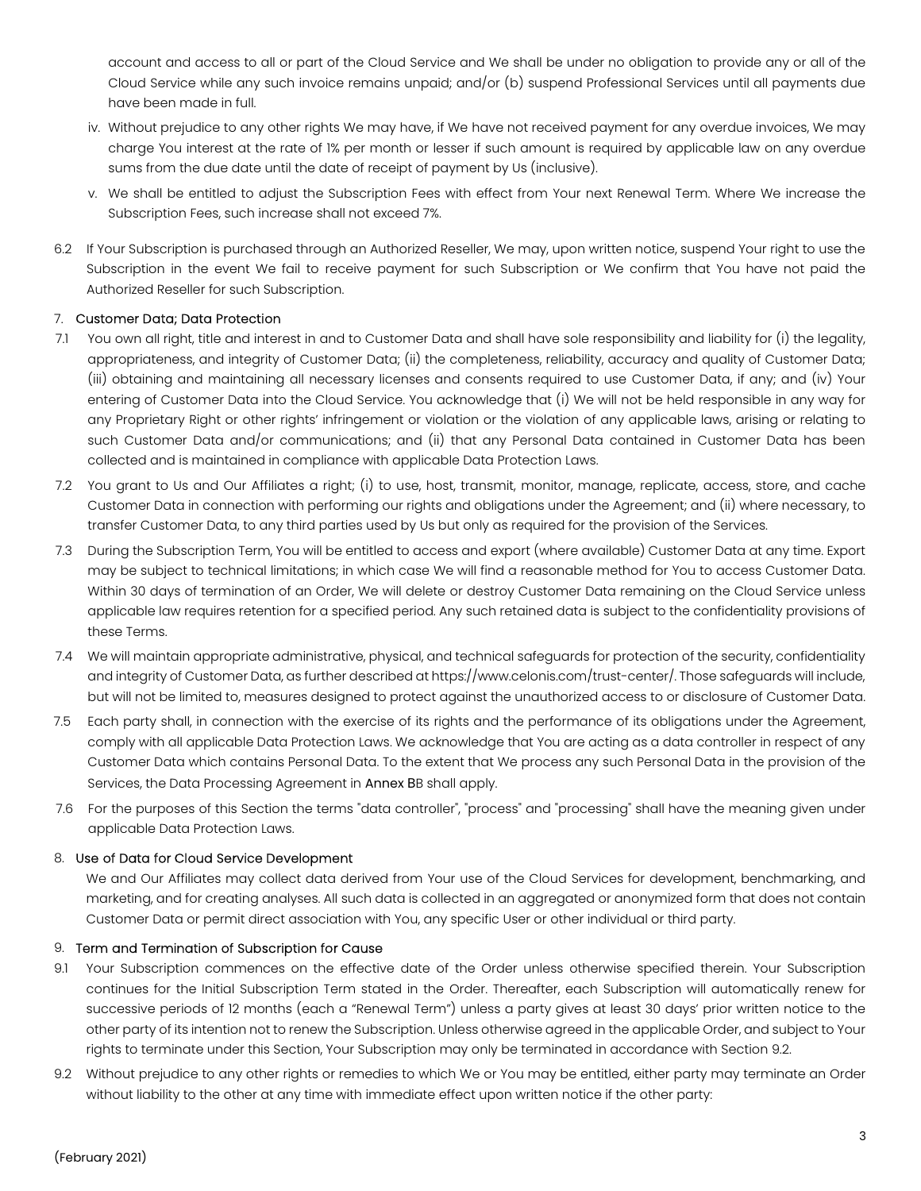account and access to all or part of the Cloud Service and We shall be under no obligation to provide any or all of the Cloud Service while any such invoice remains unpaid; and/or (b) suspend Professional Services until all payments due have been made in full.

iv. Without prejudice to any other rights We may have, if We have not received payment for any overdue invoices, We may charge You interest at the rate of 1% per month or lesser if such amount is required by applicable law on any overdue sums from the due date until the date of receipt of payment by Us (inclusive).

v. We shall be entitled to adjust the Subscription Fees with effect from Your next Renewal Term. Where We increase the Subscription Fees, such increase shall not exceed 7%.

6.2 If Your Subscription is purchased through an Authorized Reseller, We may, upon written notice, suspend Your right to use the Subscription in the event We fail to receive payment for such Subscription or We confirm that You have not paid the Authorized Reseller for such Subscription.

7. Customer Data; Data Protection

7.1 You own all right, title and interest in and to Customer Data and shall have sole responsibility and liability for (i) the legality, appropriateness, and integrity of Customer Data; (ii) the completeness, reliability, accuracy and quality of Customer Data; (iii) obtaining and maintaining all necessary licenses and consents required to use Customer Data, if any; and (iv) Your entering of Customer Data into the Cloud Service. You acknowledge that (i) We will not be held responsible in any way for any Proprietary Right or other rights' infringement or violation or the violation of any applicable laws, arising or relating to such Customer Data and/or communications; and (ii) that any Personal Data contained in Customer Data has been collected and is maintained in compliance with applicable Data Protection Laws.

7.2 You grant to Us and Our Affiliates a right; (i) to use, host, transmit, monitor, manage, replicate, access, store, and cache Customer Data in connection with performing our rights and obligations under the Agreement; and (ii) where necessary, to transfer Customer Data, to any third parties used by Us but only as required for the provision of the Services.

7.3 During the Subscription Term, You will be entitled to access and export (where available) Customer Data at any time. Export may be subject to technical limitations; in which case We will find a reasonable method for You to access Customer Data. Within 30 days of termination of an Order, We will delete or destroy Customer Data remaining on the Cloud Service unless applicable law requires retention for a specified period. Any such retained data is subject to the confidentiality provisions of these Terms.

7.4 We will maintain appropriate administrative, physical, and technical safeguards for protection of the security, confidentiality and integrity of Customer Data, as further described at https://www.celonis.com/trust-center/. Those safeguards will include, but will not be limited to, measures designed to protect against the unauthorized access to or disclosure of Customer Data.

7.5 Each party shall, in connection with the exercise of its rights and the performance of its obligations under the Agreement, comply with all applicable Data Protection Laws. We acknowledge that You are acting as a data controller in respect of any Customer Data which contains Personal Data. To the extent that We process any such Personal Data in the provision of the Services, the Data Processing Agreement in Annex BB shall apply.

7.6 For the purposes of this Section the terms "data controller", "process" and "processing" shall have the meaning given under applicable Data Protection Laws.

8. Use of Data for Cloud Service Development

We and Our Affiliates may collect data derived from Your use of the Cloud Services for development, benchmarking, and marketing, and for creating analyses. All such data is collected in an aggregated or anonymized form that does not contain Customer Data or permit direct association with You, any specific User or other individual or third party.

9. Term and Termination of Subscription for Cause

9.1 Your Subscription commences on the effective date of the Order unless otherwise specified therein. Your Subscription continues for the Initial Subscription Term stated in the Order. Thereafter, each Subscription will automatically renew for successive periods of 12 months (each a "Renewal Term") unless a party gives at least 30 days' prior written notice to the other party of its intention not to renew the Subscription. Unless otherwise agreed in the applicable Order, and subject to Your rights to terminate under this Section, Your Subscription may only be terminated in accordance with Section 9.2.

9.2 Without prejudice to any other rights or remedies to which We or You may be entitled, either party may terminate an Order without liability to the other at any time with immediate effect upon written notice if the other party:

(February 2021)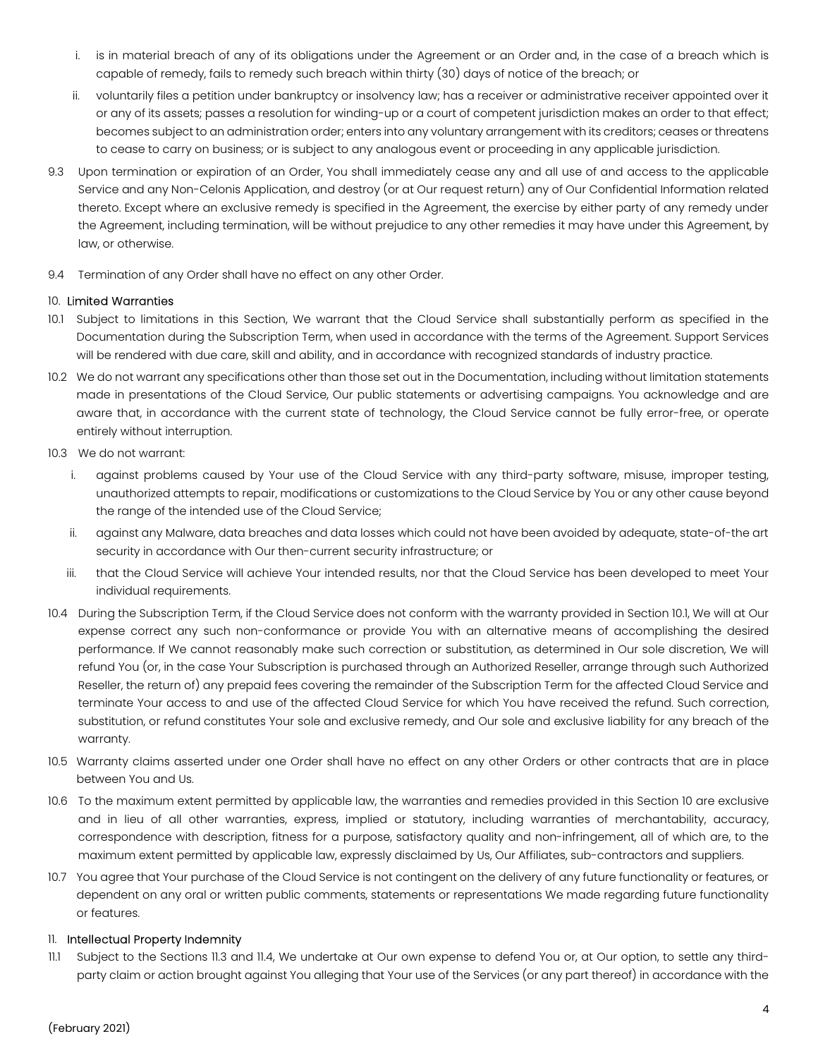i. is in material breach of any of its obligations under the Agreement or an Order and, in the case of a breach which is capable of remedy, fails to remedy such breach within thirty (30) days of notice of the breach; or

ii. voluntarily files a petition under bankruptcy or insolvency law; has a receiver or administrative receiver appointed over it or any of its assets; passes a resolution for winding-up or a court of competent jurisdiction makes an order to that effect; becomes subject to an administration order; enters into any voluntary arrangement with its creditors; ceases or threatens to cease to carry on business; or is subject to any analogous event or proceeding in any applicable jurisdiction.

9.3 Upon termination or expiration of an Order, You shall immediately cease any and all use of and access to the applicable Service and any Non-Celonis Application, and destroy (or at Our request return) any of Our Confidential Information related thereto. Except where an exclusive remedy is specified in the Agreement, the exercise by either party of any remedy under the Agreement, including termination, will be without prejudice to any other remedies it may have under this Agreement, by law, or otherwise.

9.4 Termination of any Order shall have no effect on any other Order.

## 10. Limited Warranties

10.1 Subject to limitations in this Section, We warrant that the Cloud Service shall substantially perform as specified in the Documentation during the Subscription Term, when used in accordance with the terms of the Agreement. Support Services will be rendered with due care, skill and ability, and in accordance with recognized standards of industry practice.

10.2 We do not warrant any specifications other than those set out in the Documentation, including without limitation statements made in presentations of the Cloud Service, Our public statements or advertising campaigns. You acknowledge and are aware that, in accordance with the current state of technology, the Cloud Service cannot be fully error-free, or operate entirely without interruption.

10.3 We do not warrant:

i. against problems caused by Your use of the Cloud Service with any third-party software, misuse, improper testing, unauthorized attempts to repair, modifications or customizations to the Cloud Service by You or any other cause beyond the range of the intended use of the Cloud Service;

ii. against any Malware, data breaches and data losses which could not have been avoided by adequate, state-of-the art security in accordance with Our then-current security infrastructure; or

iii. that the Cloud Service will achieve Your intended results, nor that the Cloud Service has been developed to meet Your individual requirements.

10.4 During the Subscription Term, if the Cloud Service does not conform with the warranty provided in Section 10.1, We will at Our expense correct any such non-conformance or provide You with an alternative means of accomplishing the desired performance. If We cannot reasonably make such correction or substitution, as determined in Our sole discretion, We will refund You (or, in the case Your Subscription is purchased through an Authorized Reseller, arrange through such Authorized Reseller, the return of) any prepaid fees covering the remainder of the Subscription Term for the affected Cloud Service and terminate Your access to and use of the affected Cloud Service for which You have received the refund. Such correction, substitution, or refund constitutes Your sole and exclusive remedy, and Our sole and exclusive liability for any breach of the warranty.

10.5 Warranty claims asserted under one Order shall have no effect on any other Orders or other contracts that are in place between You and Us.

10.6 To the maximum extent permitted by applicable law, the warranties and remedies provided in this Section 10 are exclusive and in lieu of all other warranties, express, implied or statutory, including warranties of merchantability, accuracy, correspondence with description, fitness for a purpose, satisfactory quality and non-infringement, all of which are, to the maximum extent permitted by applicable law, expressly disclaimed by Us, Our Affiliates, sub-contractors and suppliers.

10.7 You agree that Your purchase of the Cloud Service is not contingent on the delivery of any future functionality or features, or dependent on any oral or written public comments, statements or representations We made regarding future functionality or features.

## 11. Intellectual Property Indemnity

11.1 Subject to the Sections 11.3 and 11.4, We undertake at Our own expense to defend You or, at Our option, to settle any third-party claim or action brought against You alleging that Your use of the Services (or any part thereof) in accordance with the

(February 2021)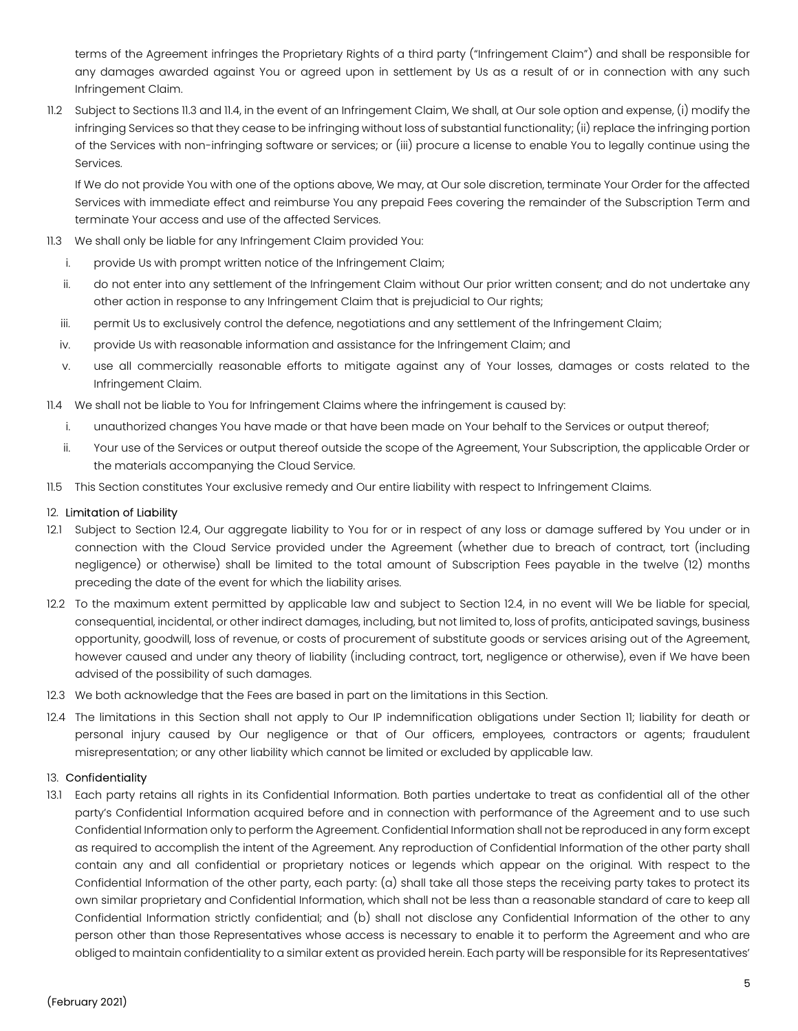terms of the Agreement infringes the Proprietary Rights of a third party ("Infringement Claim") and shall be responsible for any damages awarded against You or agreed upon in settlement by Us as a result of or in connection with any such Infringement Claim.

11.2 Subject to Sections 11.3 and 11.4, in the event of an Infringement Claim, We shall, at Our sole option and expense, (i) modify the infringing Services so that they cease to be infringing without loss of substantial functionality; (ii) replace the infringing portion of the Services with non-infringing software or services; or (iii) procure a license to enable You to legally continue using the Services.

If We do not provide You with one of the options above, We may, at Our sole discretion, terminate Your Order for the affected Services with immediate effect and reimburse You any prepaid Fees covering the remainder of the Subscription Term and terminate Your access and use of the affected Services.

11.3 We shall only be liable for any Infringement Claim provided You:

i. provide Us with prompt written notice of the Infringement Claim;
ii. do not enter into any settlement of the Infringement Claim without Our prior written consent; and do not undertake any other action in response to any Infringement Claim that is prejudicial to Our rights;
iii. permit Us to exclusively control the defence, negotiations and any settlement of the Infringement Claim;
iv. provide Us with reasonable information and assistance for the Infringement Claim; and
v. use all commercially reasonable efforts to mitigate against any of Your losses, damages or costs related to the Infringement Claim.

11.4 We shall not be liable to You for Infringement Claims where the infringement is caused by:

i. unauthorized changes You have made or that have been made on Your behalf to the Services or output thereof;
ii. Your use of the Services or output thereof outside the scope of the Agreement, Your Subscription, the applicable Order or the materials accompanying the Cloud Service.

11.5 This Section constitutes Your exclusive remedy and Our entire liability with respect to Infringement Claims.

## 12. Limitation of Liability

12.1 Subject to Section 12.4, Our aggregate liability to You for or in respect of any loss or damage suffered by You under or in connection with the Cloud Service provided under the Agreement (whether due to breach of contract, tort (including negligence) or otherwise) shall be limited to the total amount of Subscription Fees payable in the twelve (12) months preceding the date of the event for which the liability arises.

12.2 To the maximum extent permitted by applicable law and subject to Section 12.4, in no event will We be liable for special, consequential, incidental, or other indirect damages, including, but not limited to, loss of profits, anticipated savings, business opportunity, goodwill, loss of revenue, or costs of procurement of substitute goods or services arising out of the Agreement, however caused and under any theory of liability (including contract, tort, negligence or otherwise), even if We have been advised of the possibility of such damages.

12.3 We both acknowledge that the Fees are based in part on the limitations in this Section.

12.4 The limitations in this Section shall not apply to Our IP indemnification obligations under Section 11; liability for death or personal injury caused by Our negligence or that of Our officers, employees, contractors or agents; fraudulent misrepresentation; or any other liability which cannot be limited or excluded by applicable law.

## 13. Confidentiality

13.1 Each party retains all rights in its Confidential Information. Both parties undertake to treat as confidential all of the other party's Confidential Information acquired before and in connection with performance of the Agreement and to use such Confidential Information only to perform the Agreement. Confidential Information shall not be reproduced in any form except as required to accomplish the intent of the Agreement. Any reproduction of Confidential Information of the other party shall contain any and all confidential or proprietary notices or legends which appear on the original. With respect to the Confidential Information of the other party, each party: (a) shall take all those steps the receiving party takes to protect its own similar proprietary and Confidential Information, which shall not be less than a reasonable standard of care to keep all Confidential Information strictly confidential; and (b) shall not disclose any Confidential Information of the other to any person other than those Representatives whose access is necessary to enable it to perform the Agreement and who are obliged to maintain confidentiality to a similar extent as provided herein. Each party will be responsible for its Representatives'

(February 2021)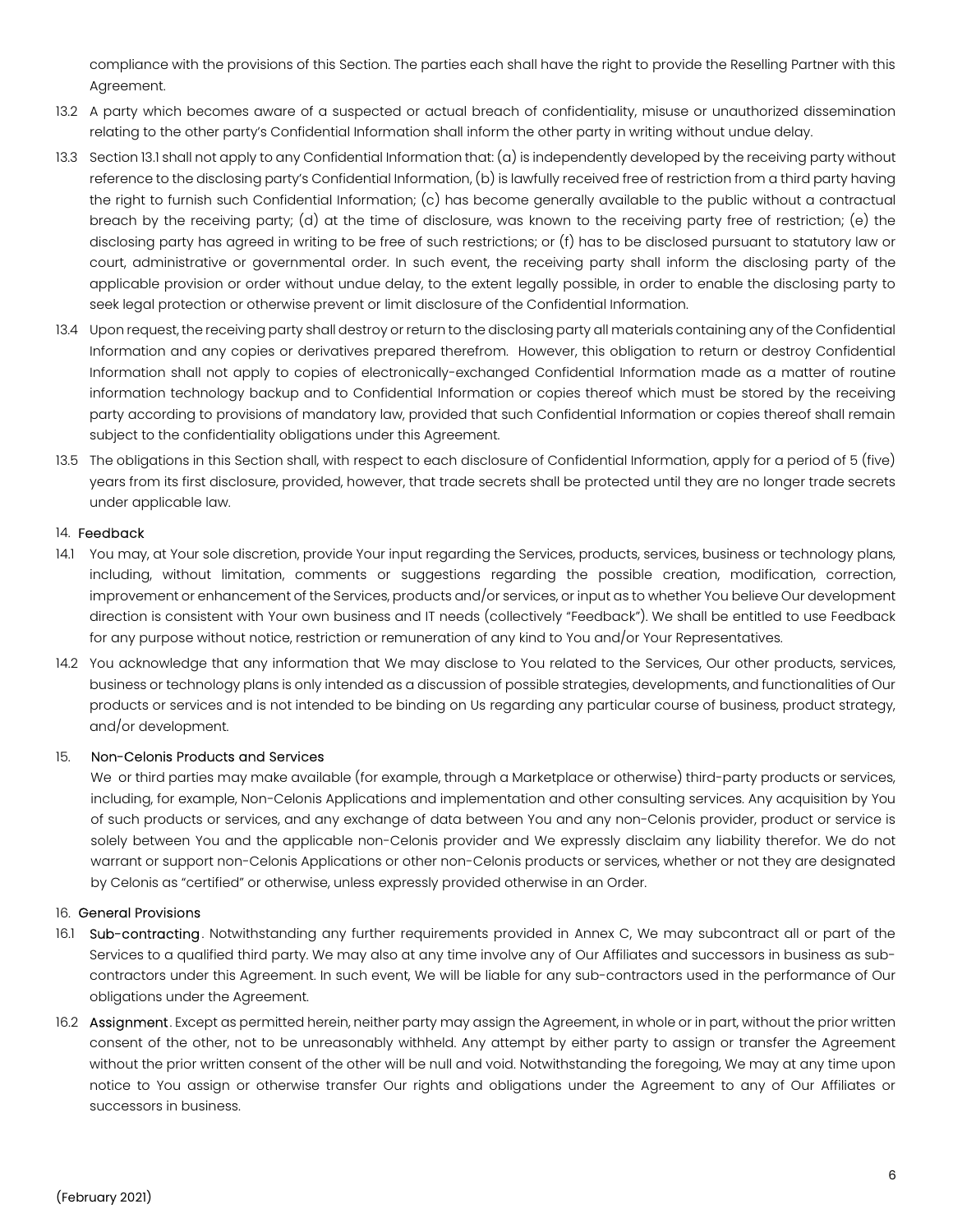compliance with the provisions of this Section. The parties each shall have the right to provide the Reselling Partner with this Agreement.

13.2 A party which becomes aware of a suspected or actual breach of confidentiality, misuse or unauthorized dissemination relating to the other party's Confidential Information shall inform the other party in writing without undue delay.

13.3 Section 13.1 shall not apply to any Confidential Information that: (a) is independently developed by the receiving party without reference to the disclosing party's Confidential Information, (b) is lawfully received free of restriction from a third party having the right to furnish such Confidential Information; (c) has become generally available to the public without a contractual breach by the receiving party; (d) at the time of disclosure, was known to the receiving party free of restriction; (e) the disclosing party has agreed in writing to be free of such restrictions; or (f) has to be disclosed pursuant to statutory law or court, administrative or governmental order. In such event, the receiving party shall inform the disclosing party of the applicable provision or order without undue delay, to the extent legally possible, in order to enable the disclosing party to seek legal protection or otherwise prevent or limit disclosure of the Confidential Information.

13.4 Upon request, the receiving party shall destroy or return to the disclosing party all materials containing any of the Confidential Information and any copies or derivatives prepared therefrom. However, this obligation to return or destroy Confidential Information shall not apply to copies of electronically-exchanged Confidential Information made as a matter of routine information technology backup and to Confidential Information or copies thereof which must be stored by the receiving party according to provisions of mandatory law, provided that such Confidential Information or copies thereof shall remain subject to the confidentiality obligations under this Agreement.

13.5 The obligations in this Section shall, with respect to each disclosure of Confidential Information, apply for a period of 5 (five) years from its first disclosure, provided, however, that trade secrets shall be protected until they are no longer trade secrets under applicable law.

## 14. Feedback

14.1 You may, at Your sole discretion, provide Your input regarding the Services, products, services, business or technology plans, including, without limitation, comments or suggestions regarding the possible creation, modification, correction, improvement or enhancement of the Services, products and/or services, or input as to whether You believe Our development direction is consistent with Your own business and IT needs (collectively "Feedback"). We shall be entitled to use Feedback for any purpose without notice, restriction or remuneration of any kind to You and/or Your Representatives.

14.2 You acknowledge that any information that We may disclose to You related to the Services, Our other products, services, business or technology plans is only intended as a discussion of possible strategies, developments, and functionalities of Our products or services and is not intended to be binding on Us regarding any particular course of business, product strategy, and/or development.

## 15. Non-Celonis Products and Services

We or third parties may make available (for example, through a Marketplace or otherwise) third-party products or services, including, for example, Non-Celonis Applications and implementation and other consulting services. Any acquisition by You of such products or services, and any exchange of data between You and any non-Celonis provider, product or service is solely between You and the applicable non-Celonis provider and We expressly disclaim any liability therefor. We do not warrant or support non-Celonis Applications or other non-Celonis products or services, whether or not they are designated by Celonis as "certified" or otherwise, unless expressly provided otherwise in an Order.

## 16. General Provisions

16.1 **Sub-contracting**. Notwithstanding any further requirements provided in Annex C, We may subcontract all or part of the Services to a qualified third party. We may also at any time involve any of Our Affiliates and successors in business as sub-contractors under this Agreement. In such event, We will be liable for any sub-contractors used in the performance of Our obligations under the Agreement.

16.2 **Assignment**. Except as permitted herein, neither party may assign the Agreement, in whole or in part, without the prior written consent of the other, not to be unreasonably withheld. Any attempt by either party to assign or transfer the Agreement without the prior written consent of the other will be null and void. Notwithstanding the foregoing, We may at any time upon notice to You assign or otherwise transfer Our rights and obligations under the Agreement to any of Our Affiliates or successors in business.

(February 2021)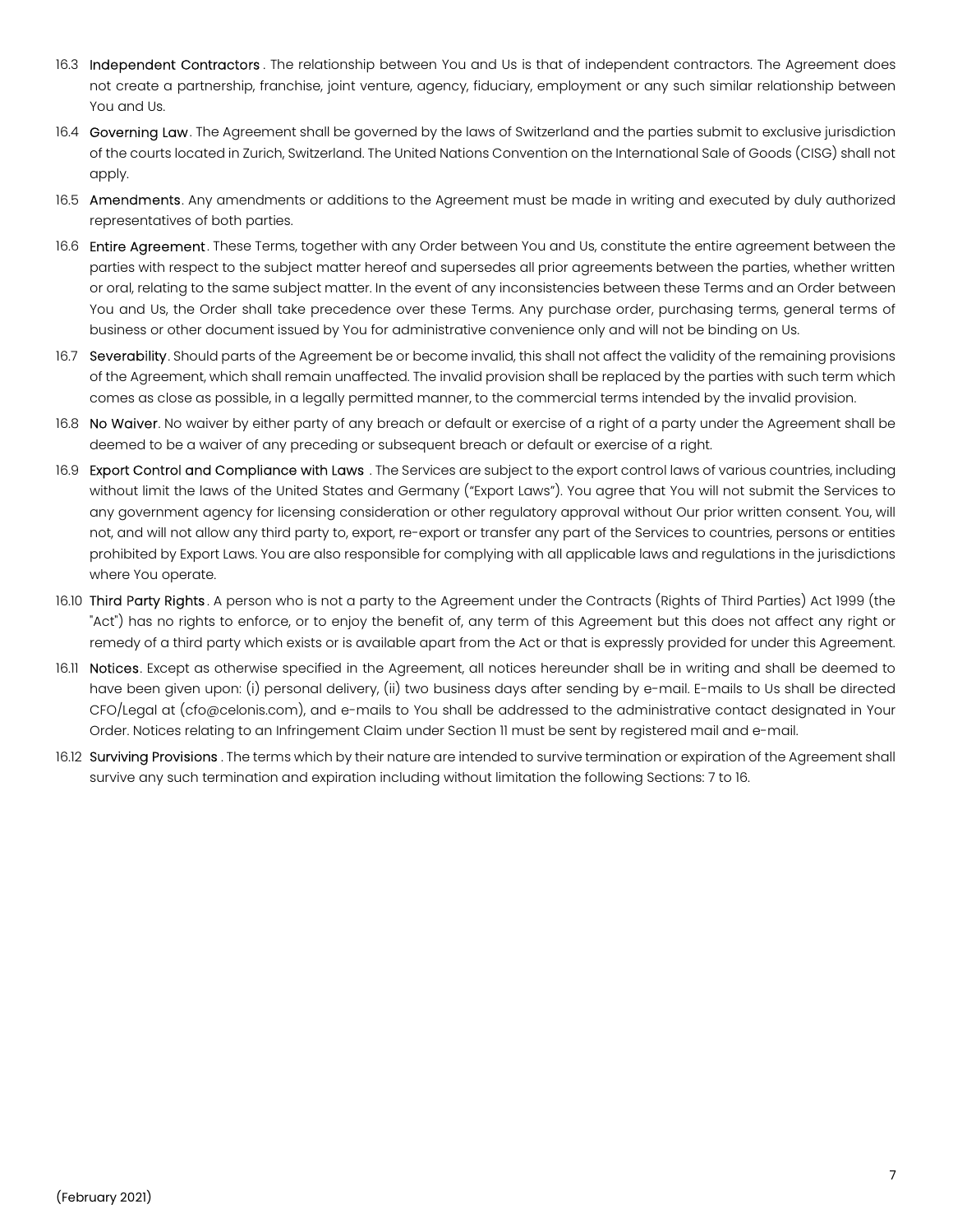16.3 **Independent Contractors**. The relationship between You and Us is that of independent contractors. The Agreement does not create a partnership, franchise, joint venture, agency, fiduciary, employment or any such similar relationship between You and Us.

16.4 **Governing Law**. The Agreement shall be governed by the laws of Switzerland and the parties submit to exclusive jurisdiction of the courts located in Zurich, Switzerland. The United Nations Convention on the International Sale of Goods (CISG) shall not apply.

16.5 **Amendments**. Any amendments or additions to the Agreement must be made in writing and executed by duly authorized representatives of both parties.

16.6 **Entire Agreement**. These Terms, together with any Order between You and Us, constitute the entire agreement between the parties with respect to the subject matter hereof and supersedes all prior agreements between the parties, whether written or oral, relating to the same subject matter. In the event of any inconsistencies between these Terms and an Order between You and Us, the Order shall take precedence over these Terms. Any purchase order, purchasing terms, general terms of business or other document issued by You for administrative convenience only and will not be binding on Us.

16.7 **Severability**. Should parts of the Agreement be or become invalid, this shall not affect the validity of the remaining provisions of the Agreement, which shall remain unaffected. The invalid provision shall be replaced by the parties with such term which comes as close as possible, in a legally permitted manner, to the commercial terms intended by the invalid provision.

16.8 **No Waiver**. No waiver by either party of any breach or default or exercise of a right of a party under the Agreement shall be deemed to be a waiver of any preceding or subsequent breach or default or exercise of a right.

16.9 **Export Control and Compliance with Laws**. The Services are subject to the export control laws of various countries, including without limit the laws of the United States and Germany ("Export Laws"). You agree that You will not submit the Services to any government agency for licensing consideration or other regulatory approval without Our prior written consent. You, will not, and will not allow any third party to, export, re-export or transfer any part of the Services to countries, persons or entities prohibited by Export Laws. You are also responsible for complying with all applicable laws and regulations in the jurisdictions where You operate.

16.10 **Third Party Rights**. A person who is not a party to the Agreement under the Contracts (Rights of Third Parties) Act 1999 (the "Act") has no rights to enforce, or to enjoy the benefit of, any term of this Agreement but this does not affect any right or remedy of a third party which exists or is available apart from the Act or that is expressly provided for under this Agreement.

16.11 **Notices**. Except as otherwise specified in the Agreement, all notices hereunder shall be in writing and shall be deemed to have been given upon: (i) personal delivery, (ii) two business days after sending by e-mail. E-mails to Us shall be directed CFO/Legal at (cfo@celonis.com), and e-mails to You shall be addressed to the administrative contact designated in Your Order. Notices relating to an Infringement Claim under Section 11 must be sent by registered mail and e-mail.

16.12 **Surviving Provisions**. The terms which by their nature are intended to survive termination or expiration of the Agreement shall survive any such termination and expiration including without limitation the following Sections: 7 to 16.

(February 2021)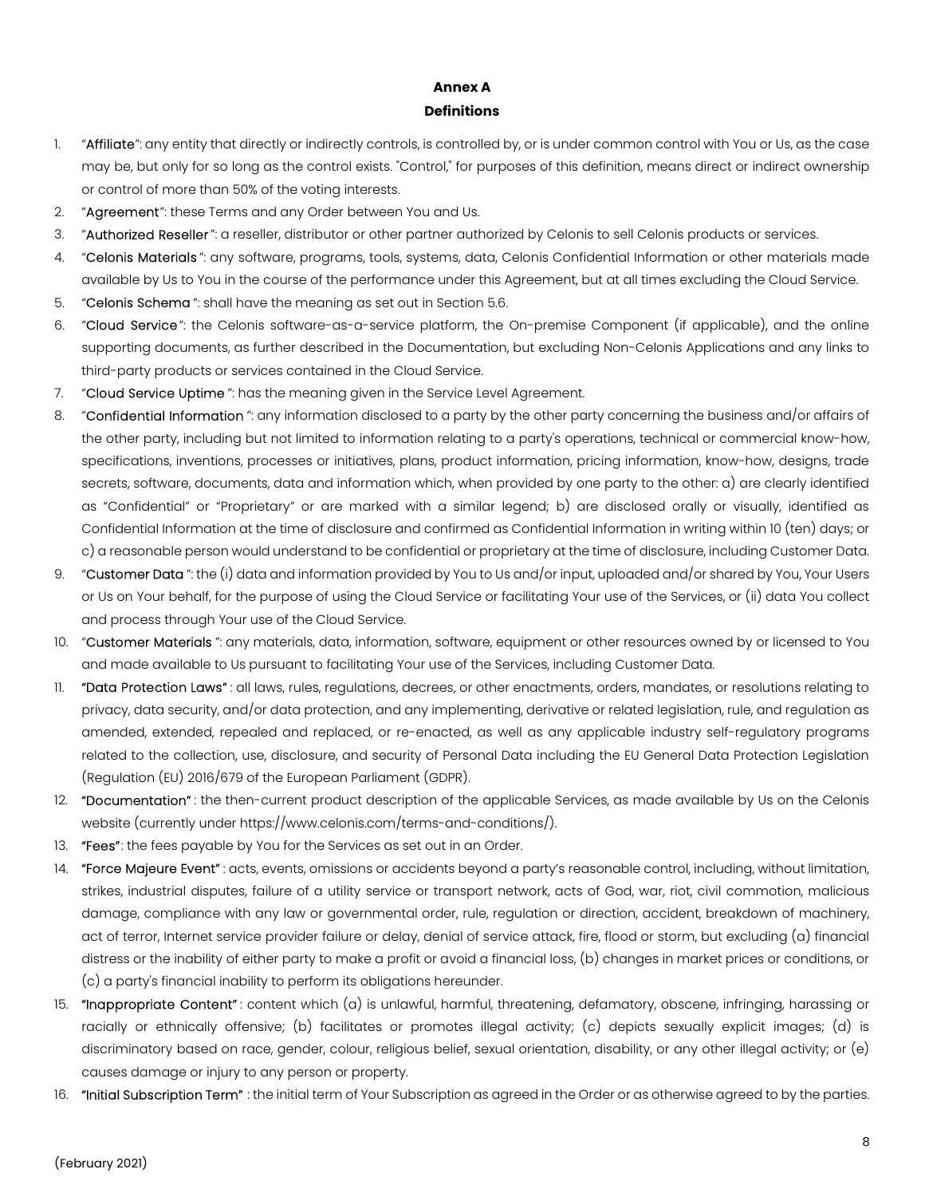**Annex A**

**Definitions**

1. "Affiliate": any entity that directly or indirectly controls, is controlled by, or is under common control with You or Us, as the case may be, but only for so long as the control exists. "Control," for purposes of this definition, means direct or indirect ownership or control of more than 50% of the voting interests.
2. "Agreement": these Terms and any Order between You and Us.
3. "Authorized Reseller": a reseller, distributor or other partner authorized by Celonis to sell Celonis products or services.
4. "Celonis Materials": any software, programs, tools, systems, data, Celonis Confidential Information or other materials made available by Us to You in the course of the performance under this Agreement, but at all times excluding the Cloud Service.
5. "Celonis Schema": shall have the meaning as set out in Section 5.6.
6. "Cloud Service": the Celonis software-as-a-service platform, the On-premise Component (if applicable), and the online supporting documents, as further described in the Documentation, but excluding Non-Celonis Applications and any links to third-party products or services contained in the Cloud Service.
7. "Cloud Service Uptime": has the meaning given in the Service Level Agreement.
8. "Confidential Information": any information disclosed to a party by the other party concerning the business and/or affairs of the other party, including but not limited to information relating to a party's operations, technical or commercial know-how, specifications, inventions, processes or initiatives, plans, product information, pricing information, know-how, designs, trade secrets, software, documents, data and information which, when provided by one party to the other: a) are clearly identified as "Confidential" or "Proprietary" or are marked with a similar legend; b) are disclosed orally or visually, identified as Confidential Information at the time of disclosure and confirmed as Confidential Information in writing within 10 (ten) days; or c) a reasonable person would understand to be confidential or proprietary at the time of disclosure, including Customer Data.
9. "Customer Data": the (i) data and information provided by You to Us and/or input, uploaded and/or shared by You, Your Users or Us on Your behalf, for the purpose of using the Cloud Service or facilitating Your use of the Services, or (ii) data You collect and process through Your use of the Cloud Service.
10. "Customer Materials": any materials, data, information, software, equipment or other resources owned by or licensed to You and made available to Us pursuant to facilitating Your use of the Services, including Customer Data.
11. "Data Protection Laws": all laws, rules, regulations, decrees, or other enactments, orders, mandates, or resolutions relating to privacy, data security, and/or data protection, and any implementing, derivative or related legislation, rule, and regulation as amended, extended, repealed and replaced, or re-enacted, as well as any applicable industry self-regulatory programs related to the collection, use, disclosure, and security of Personal Data including the EU General Data Protection Legislation (Regulation (EU) 2016/679 of the European Parliament (GDPR).
12. "Documentation": the then-current product description of the applicable Services, as made available by Us on the Celonis website (currently under https://www.celonis.com/terms-and-conditions/).
13. "Fees": the fees payable by You for the Services as set out in an Order.
14. "Force Majeure Event": acts, events, omissions or accidents beyond a party's reasonable control, including, without limitation, strikes, industrial disputes, failure of a utility service or transport network, acts of God, war, riot, civil commotion, malicious damage, compliance with any law or governmental order, rule, regulation or direction, accident, breakdown of machinery, act of terror, Internet service provider failure or delay, denial of service attack, fire, flood or storm, but excluding (a) financial distress or the inability of either party to make a profit or avoid a financial loss, (b) changes in market prices or conditions, or (c) a party's financial inability to perform its obligations hereunder.
15. "Inappropriate Content": content which (a) is unlawful, harmful, threatening, defamatory, obscene, infringing, harassing or racially or ethnically offensive; (b) facilitates or promotes illegal activity; (c) depicts sexually explicit images; (d) is discriminatory based on race, gender, colour, religious belief, sexual orientation, disability, or any other illegal activity; or (e) causes damage or injury to any person or property.
16. "Initial Subscription Term": the initial term of Your Subscription as agreed in the Order or as otherwise agreed to by the parties.

(February 2021)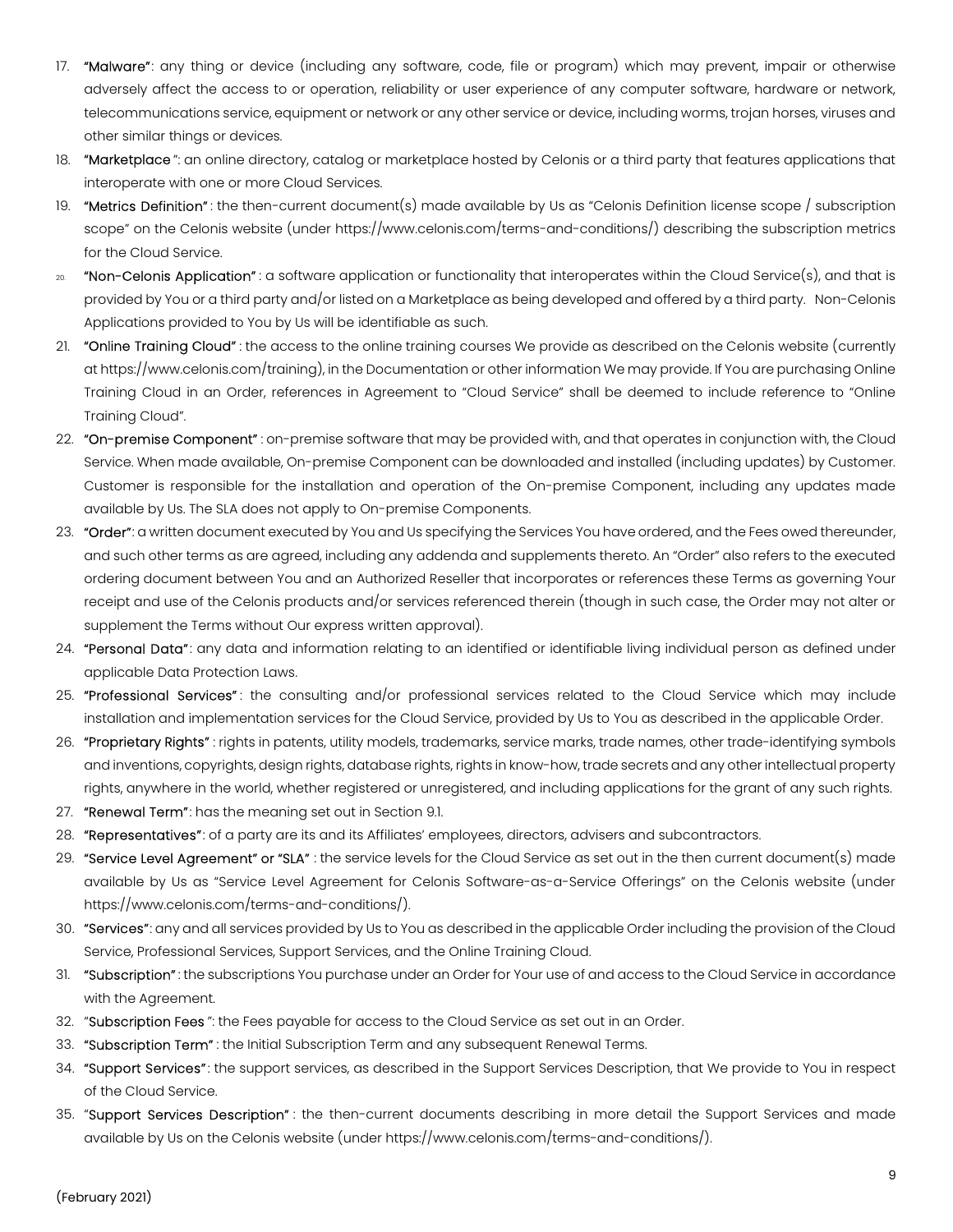17. **"Malware"**: any thing or device (including any software, code, file or program) which may prevent, impair or otherwise adversely affect the access to or operation, reliability or user experience of any computer software, hardware or network, telecommunications service, equipment or network or any other service or device, including worms, trojan horses, viruses and other similar things or devices.
18. **"Marketplace"**: an online directory, catalog or marketplace hosted by Celonis or a third party that features applications that interoperate with one or more Cloud Services.
19. **"Metrics Definition"**: the then-current document(s) made available by Us as "Celonis Definition license scope / subscription scope" on the Celonis website (under https://www.celonis.com/terms-and-conditions/) describing the subscription metrics for the Cloud Service.
20. **"Non-Celonis Application"**: a software application or functionality that interoperates within the Cloud Service(s), and that is provided by You or a third party and/or listed on a Marketplace as being developed and offered by a third party. Non-Celonis Applications provided to You by Us will be identifiable as such.
21. **"Online Training Cloud"**: the access to the online training courses We provide as described on the Celonis website (currently at https://www.celonis.com/training), in the Documentation or other information We may provide. If You are purchasing Online Training Cloud in an Order, references in Agreement to "Cloud Service" shall be deemed to include reference to "Online Training Cloud".
22. **"On-premise Component"**: on-premise software that may be provided with, and that operates in conjunction with, the Cloud Service. When made available, On-premise Component can be downloaded and installed (including updates) by Customer. Customer is responsible for the installation and operation of the On-premise Component, including any updates made available by Us. The SLA does not apply to On-premise Components.
23. **"Order"**: a written document executed by You and Us specifying the Services You have ordered, and the Fees owed thereunder, and such other terms as are agreed, including any addenda and supplements thereto. An "Order" also refers to the executed ordering document between You and an Authorized Reseller that incorporates or references these Terms as governing Your receipt and use of the Celonis products and/or services referenced therein (though in such case, the Order may not alter or supplement the Terms without Our express written approval).
24. **"Personal Data"**: any data and information relating to an identified or identifiable living individual person as defined under applicable Data Protection Laws.
25. **"Professional Services"**: the consulting and/or professional services related to the Cloud Service which may include installation and implementation services for the Cloud Service, provided by Us to You as described in the applicable Order.
26. **"Proprietary Rights"**: rights in patents, utility models, trademarks, service marks, trade names, other trade-identifying symbols and inventions, copyrights, design rights, database rights, rights in know-how, trade secrets and any other intellectual property rights, anywhere in the world, whether registered or unregistered, and including applications for the grant of any such rights.
27. **"Renewal Term"**: has the meaning set out in Section 9.1.
28. **"Representatives"**: of a party are its and its Affiliates' employees, directors, advisers and subcontractors.
29. **"Service Level Agreement" or "SLA"**: the service levels for the Cloud Service as set out in the then current document(s) made available by Us as "Service Level Agreement for Celonis Software-as-a-Service Offerings" on the Celonis website (under https://www.celonis.com/terms-and-conditions/).
30. **"Services"**: any and all services provided by Us to You as described in the applicable Order including the provision of the Cloud Service, Professional Services, Support Services, and the Online Training Cloud.
31. **"Subscription"**: the subscriptions You purchase under an Order for Your use of and access to the Cloud Service in accordance with the Agreement.
32. **"Subscription Fees"**: the Fees payable for access to the Cloud Service as set out in an Order.
33. **"Subscription Term"**: the Initial Subscription Term and any subsequent Renewal Terms.
34. **"Support Services"**: the support services, as described in the Support Services Description, that We provide to You in respect of the Cloud Service.
35. **"Support Services Description"**: the then-current documents describing in more detail the Support Services and made available by Us on the Celonis website (under https://www.celonis.com/terms-and-conditions/).

(February 2021)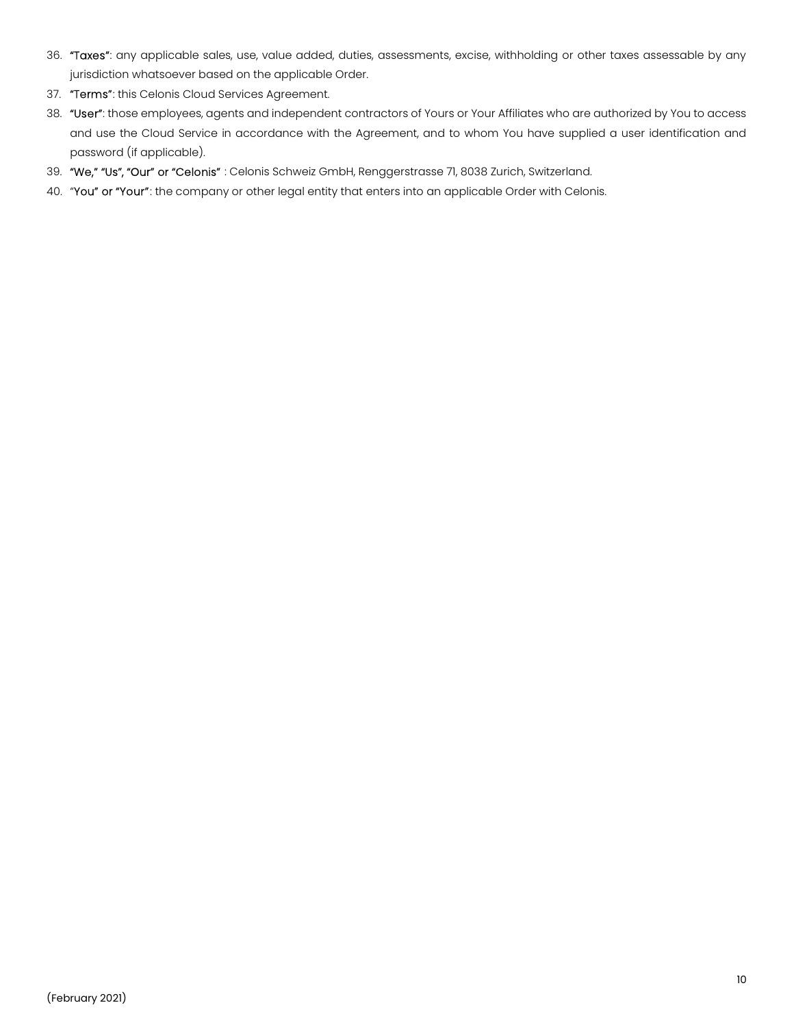36. **"Taxes"**: any applicable sales, use, value added, duties, assessments, excise, withholding or other taxes assessable by any jurisdiction whatsoever based on the applicable Order.
37. **"Terms"**: this Celonis Cloud Services Agreement.
38. **"User"**: those employees, agents and independent contractors of Yours or Your Affiliates who are authorized by You to access and use the Cloud Service in accordance with the Agreement, and to whom You have supplied a user identification and password (if applicable).
39. **"We," "Us", "Our" or "Celonis"** : Celonis Schweiz GmbH, Renggerstrasse 71, 8038 Zurich, Switzerland.
40. "**You" or "Your"**: the company or other legal entity that enters into an applicable Order with Celonis.

(February 2021)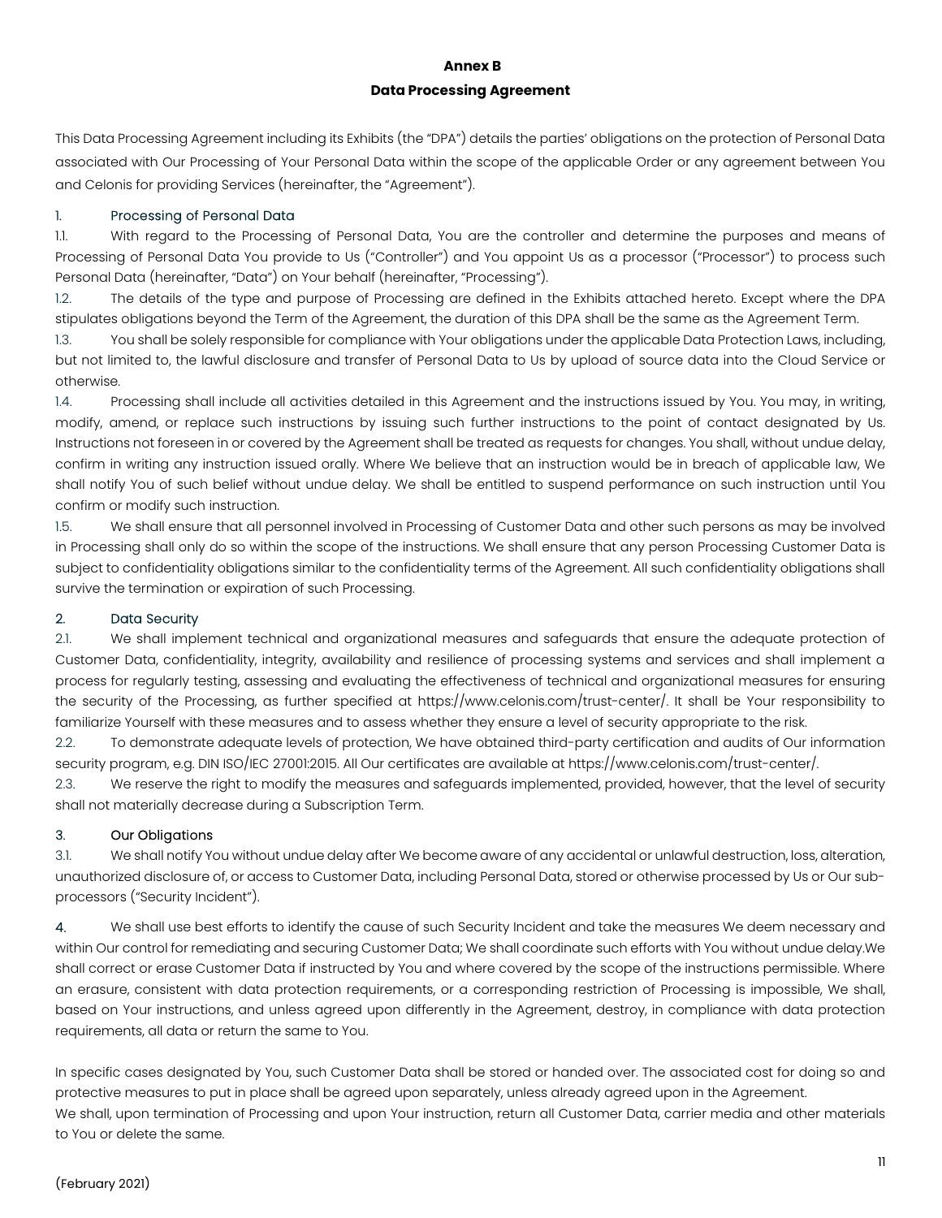**Annex B**

**Data Processing Agreement**

This Data Processing Agreement including its Exhibits (the "DPA") details the parties' obligations on the protection of Personal Data associated with Our Processing of Your Personal Data within the scope of the applicable Order or any agreement between You and Celonis for providing Services (hereinafter, the "Agreement").

## 1. Processing of Personal Data

1.1. With regard to the Processing of Personal Data, You are the controller and determine the purposes and means of Processing of Personal Data You provide to Us ("Controller") and You appoint Us as a processor ("Processor") to process such Personal Data (hereinafter, "Data") on Your behalf (hereinafter, "Processing").

1.2. The details of the type and purpose of Processing are defined in the Exhibits attached hereto. Except where the DPA stipulates obligations beyond the Term of the Agreement, the duration of this DPA shall be the same as the Agreement Term.

1.3. You shall be solely responsible for compliance with Your obligations under the applicable Data Protection Laws, including, but not limited to, the lawful disclosure and transfer of Personal Data to Us by upload of source data into the Cloud Service or otherwise.

1.4. Processing shall include all activities detailed in this Agreement and the instructions issued by You. You may, in writing, modify, amend, or replace such instructions by issuing such further instructions to the point of contact designated by Us. Instructions not foreseen in or covered by the Agreement shall be treated as requests for changes. You shall, without undue delay, confirm in writing any instruction issued orally. Where We believe that an instruction would be in breach of applicable law, We shall notify You of such belief without undue delay. We shall be entitled to suspend performance on such instruction until You confirm or modify such instruction.

1.5. We shall ensure that all personnel involved in Processing of Customer Data and other such persons as may be involved in Processing shall only do so within the scope of the instructions. We shall ensure that any person Processing Customer Data is subject to confidentiality obligations similar to the confidentiality terms of the Agreement. All such confidentiality obligations shall survive the termination or expiration of such Processing.

## 2. Data Security

2.1. We shall implement technical and organizational measures and safeguards that ensure the adequate protection of Customer Data, confidentiality, integrity, availability and resilience of processing systems and services and shall implement a process for regularly testing, assessing and evaluating the effectiveness of technical and organizational measures for ensuring the security of the Processing, as further specified at https://www.celonis.com/trust-center/. It shall be Your responsibility to familiarize Yourself with these measures and to assess whether they ensure a level of security appropriate to the risk.

2.2. To demonstrate adequate levels of protection, We have obtained third-party certification and audits of Our information security program, e.g. DIN ISO/IEC 27001:2015. All Our certificates are available at https://www.celonis.com/trust-center/.

2.3. We reserve the right to modify the measures and safeguards implemented, provided, however, that the level of security shall not materially decrease during a Subscription Term.

## 3. Our Obligations

3.1. We shall notify You without undue delay after We become aware of any accidental or unlawful destruction, loss, alteration, unauthorized disclosure of, or access to Customer Data, including Personal Data, stored or otherwise processed by Us or Our sub-processors ("Security Incident").

4. We shall use best efforts to identify the cause of such Security Incident and take the measures We deem necessary and within Our control for remediating and securing Customer Data; We shall coordinate such efforts with You without undue delay.We shall correct or erase Customer Data if instructed by You and where covered by the scope of the instructions permissible. Where an erasure, consistent with data protection requirements, or a corresponding restriction of Processing is impossible, We shall, based on Your instructions, and unless agreed upon differently in the Agreement, destroy, in compliance with data protection requirements, all data or return the same to You.

In specific cases designated by You, such Customer Data shall be stored or handed over. The associated cost for doing so and protective measures to put in place shall be agreed upon separately, unless already agreed upon in the Agreement.
We shall, upon termination of Processing and upon Your instruction, return all Customer Data, carrier media and other materials to You or delete the same.

(February 2021)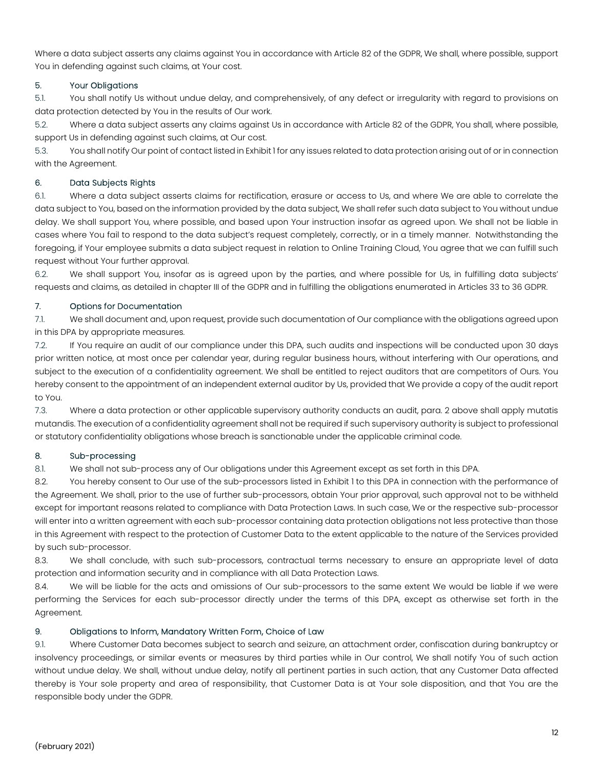Where a data subject asserts any claims against You in accordance with Article 82 of the GDPR, We shall, where possible, support You in defending against such claims, at Your cost.

## 5. Your Obligations

5.1. You shall notify Us without undue delay, and comprehensively, of any defect or irregularity with regard to provisions on data protection detected by You in the results of Our work.

5.2. Where a data subject asserts any claims against Us in accordance with Article 82 of the GDPR, You shall, where possible, support Us in defending against such claims, at Our cost.

5.3. You shall notify Our point of contact listed in Exhibit 1 for any issues related to data protection arising out of or in connection with the Agreement.

## 6. Data Subjects Rights

6.1. Where a data subject asserts claims for rectification, erasure or access to Us, and where We are able to correlate the data subject to You, based on the information provided by the data subject, We shall refer such data subject to You without undue delay. We shall support You, where possible, and based upon Your instruction insofar as agreed upon. We shall not be liable in cases where You fail to respond to the data subject's request completely, correctly, or in a timely manner. Notwithstanding the foregoing, if Your employee submits a data subject request in relation to Online Training Cloud, You agree that we can fulfill such request without Your further approval.

6.2. We shall support You, insofar as is agreed upon by the parties, and where possible for Us, in fulfilling data subjects' requests and claims, as detailed in chapter III of the GDPR and in fulfilling the obligations enumerated in Articles 33 to 36 GDPR.

## 7. Options for Documentation

7.1. We shall document and, upon request, provide such documentation of Our compliance with the obligations agreed upon in this DPA by appropriate measures.

7.2. If You require an audit of our compliance under this DPA, such audits and inspections will be conducted upon 30 days prior written notice, at most once per calendar year, during regular business hours, without interfering with Our operations, and subject to the execution of a confidentiality agreement. We shall be entitled to reject auditors that are competitors of Ours. You hereby consent to the appointment of an independent external auditor by Us, provided that We provide a copy of the audit report to You.

7.3. Where a data protection or other applicable supervisory authority conducts an audit, para. 2 above shall apply mutatis mutandis. The execution of a confidentiality agreement shall not be required if such supervisory authority is subject to professional or statutory confidentiality obligations whose breach is sanctionable under the applicable criminal code.

## 8. Sub-processing

8.1. We shall not sub-process any of Our obligations under this Agreement except as set forth in this DPA.

8.2. You hereby consent to Our use of the sub-processors listed in Exhibit 1 to this DPA in connection with the performance of the Agreement. We shall, prior to the use of further sub-processors, obtain Your prior approval, such approval not to be withheld except for important reasons related to compliance with Data Protection Laws. In such case, We or the respective sub-processor will enter into a written agreement with each sub-processor containing data protection obligations not less protective than those in this Agreement with respect to the protection of Customer Data to the extent applicable to the nature of the Services provided by such sub-processor.

8.3. We shall conclude, with such sub-processors, contractual terms necessary to ensure an appropriate level of data protection and information security and in compliance with all Data Protection Laws.

8.4. We will be liable for the acts and omissions of Our sub-processors to the same extent We would be liable if we were performing the Services for each sub-processor directly under the terms of this DPA, except as otherwise set forth in the Agreement.

## 9. Obligations to Inform, Mandatory Written Form, Choice of Law

9.1. Where Customer Data becomes subject to search and seizure, an attachment order, confiscation during bankruptcy or insolvency proceedings, or similar events or measures by third parties while in Our control, We shall notify You of such action without undue delay. We shall, without undue delay, notify all pertinent parties in such action, that any Customer Data affected thereby is Your sole property and area of responsibility, that Customer Data is at Your sole disposition, and that You are the responsible body under the GDPR.

(February 2021)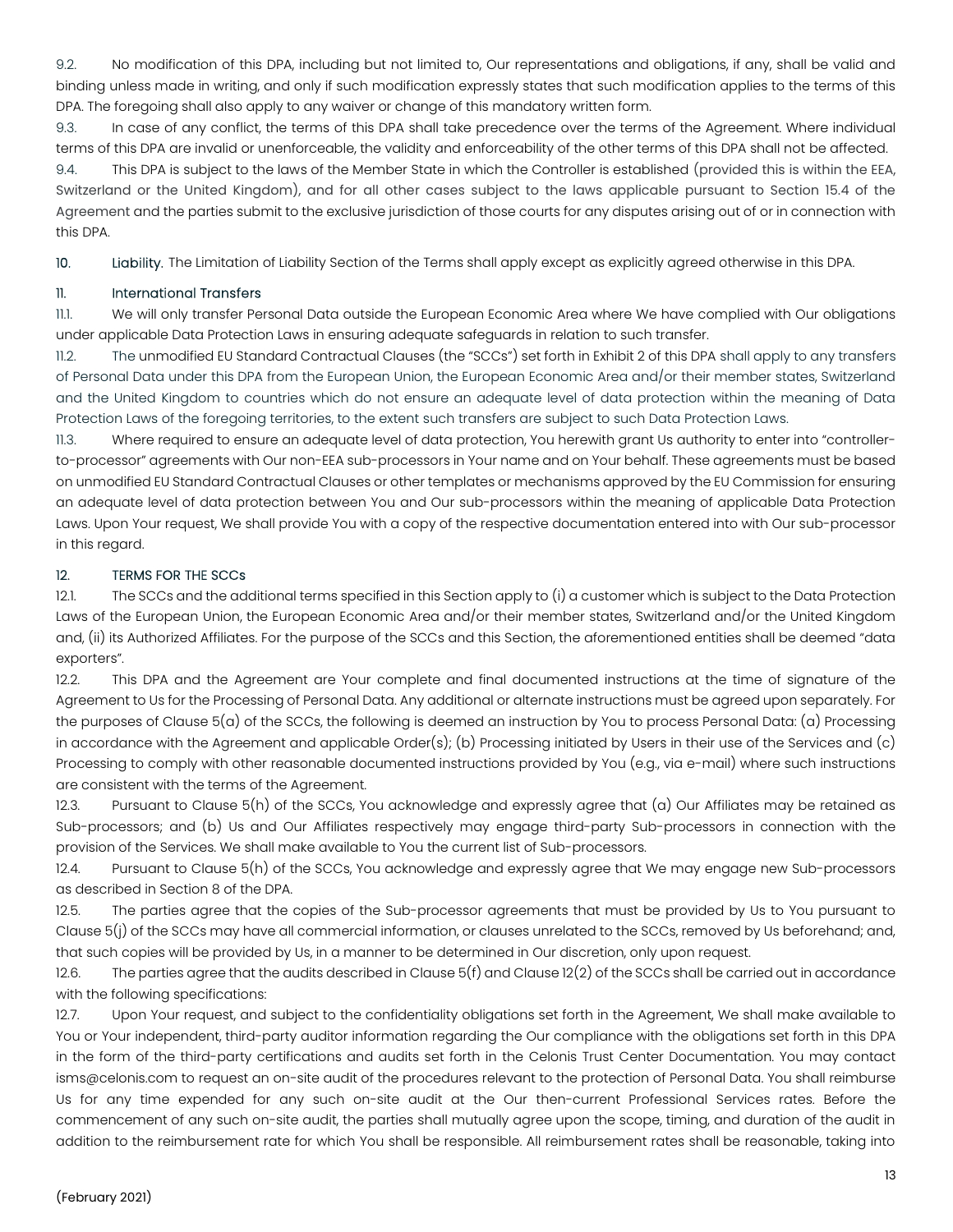9.2. No modification of this DPA, including but not limited to, Our representations and obligations, if any, shall be valid and binding unless made in writing, and only if such modification expressly states that such modification applies to the terms of this DPA. The foregoing shall also apply to any waiver or change of this mandatory written form.

9.3. In case of any conflict, the terms of this DPA shall take precedence over the terms of the Agreement. Where individual terms of this DPA are invalid or unenforceable, the validity and enforceability of the other terms of this DPA shall not be affected.

9.4. This DPA is subject to the laws of the Member State in which the Controller is established (provided this is within the EEA, Switzerland or the United Kingdom), and for all other cases subject to the laws applicable pursuant to Section 15.4 of the Agreement and the parties submit to the exclusive jurisdiction of those courts for any disputes arising out of or in connection with this DPA.

10. Liability. The Limitation of Liability Section of the Terms shall apply except as explicitly agreed otherwise in this DPA.

## 11. International Transfers

11.1. We will only transfer Personal Data outside the European Economic Area where We have complied with Our obligations under applicable Data Protection Laws in ensuring adequate safeguards in relation to such transfer.

11.2. The unmodified EU Standard Contractual Clauses (the "SCCs") set forth in Exhibit 2 of this DPA shall apply to any transfers of Personal Data under this DPA from the European Union, the European Economic Area and/or their member states, Switzerland and the United Kingdom to countries which do not ensure an adequate level of data protection within the meaning of Data Protection Laws of the foregoing territories, to the extent such transfers are subject to such Data Protection Laws.

11.3. Where required to ensure an adequate level of data protection, You herewith grant Us authority to enter into "controller-to-processor" agreements with Our non-EEA sub-processors in Your name and on Your behalf. These agreements must be based on unmodified EU Standard Contractual Clauses or other templates or mechanisms approved by the EU Commission for ensuring an adequate level of data protection between You and Our sub-processors within the meaning of applicable Data Protection Laws. Upon Your request, We shall provide You with a copy of the respective documentation entered into with Our sub-processor in this regard.

## 12. TERMS FOR THE SCCs

12.1. The SCCs and the additional terms specified in this Section apply to (i) a customer which is subject to the Data Protection Laws of the European Union, the European Economic Area and/or their member states, Switzerland and/or the United Kingdom and, (ii) its Authorized Affiliates. For the purpose of the SCCs and this Section, the aforementioned entities shall be deemed "data exporters".

12.2. This DPA and the Agreement are Your complete and final documented instructions at the time of signature of the Agreement to Us for the Processing of Personal Data. Any additional or alternate instructions must be agreed upon separately. For the purposes of Clause 5(a) of the SCCs, the following is deemed an instruction by You to process Personal Data: (a) Processing in accordance with the Agreement and applicable Order(s); (b) Processing initiated by Users in their use of the Services and (c) Processing to comply with other reasonable documented instructions provided by You (e.g., via e-mail) where such instructions are consistent with the terms of the Agreement.

12.3. Pursuant to Clause 5(h) of the SCCs, You acknowledge and expressly agree that (a) Our Affiliates may be retained as Sub-processors; and (b) Us and Our Affiliates respectively may engage third-party Sub-processors in connection with the provision of the Services. We shall make available to You the current list of Sub-processors.

12.4. Pursuant to Clause 5(h) of the SCCs, You acknowledge and expressly agree that We may engage new Sub-processors as described in Section 8 of the DPA.

12.5. The parties agree that the copies of the Sub-processor agreements that must be provided by Us to You pursuant to Clause 5(j) of the SCCs may have all commercial information, or clauses unrelated to the SCCs, removed by Us beforehand; and, that such copies will be provided by Us, in a manner to be determined in Our discretion, only upon request.

12.6. The parties agree that the audits described in Clause 5(f) and Clause 12(2) of the SCCs shall be carried out in accordance with the following specifications:

12.7. Upon Your request, and subject to the confidentiality obligations set forth in the Agreement, We shall make available to You or Your independent, third-party auditor information regarding the Our compliance with the obligations set forth in this DPA in the form of the third-party certifications and audits set forth in the Celonis Trust Center Documentation. You may contact isms@celonis.com to request an on-site audit of the procedures relevant to the protection of Personal Data. You shall reimburse Us for any time expended for any such on-site audit at the Our then-current Professional Services rates. Before the commencement of any such on-site audit, the parties shall mutually agree upon the scope, timing, and duration of the audit in addition to the reimbursement rate for which You shall be responsible. All reimbursement rates shall be reasonable, taking into

(February 2021)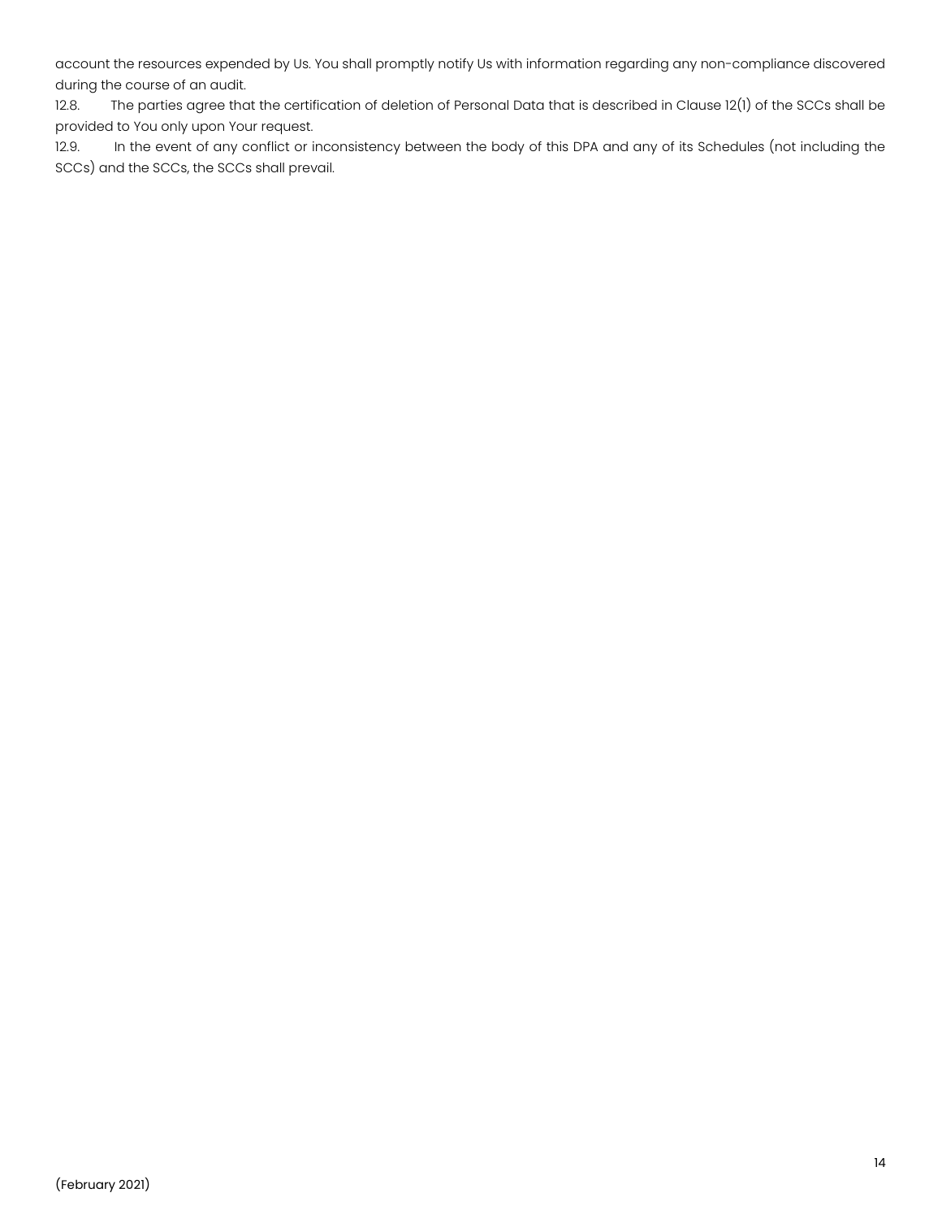account the resources expended by Us. You shall promptly notify Us with information regarding any non-compliance discovered during the course of an audit.

12.8. The parties agree that the certification of deletion of Personal Data that is described in Clause 12(1) of the SCCs shall be provided to You only upon Your request.

12.9. In the event of any conflict or inconsistency between the body of this DPA and any of its Schedules (not including the SCCs) and the SCCs, the SCCs shall prevail.

(February 2021)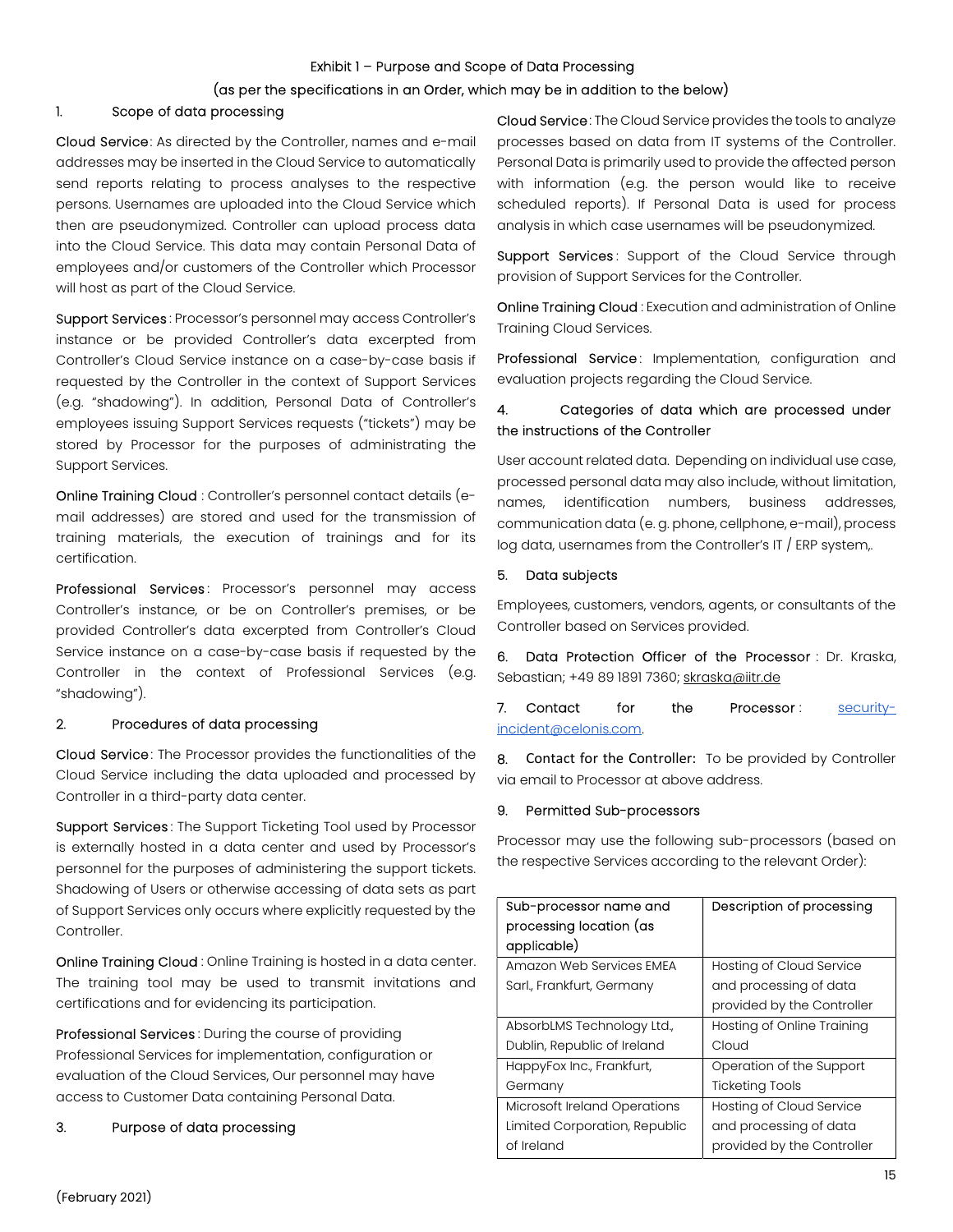Exhibit 1 – Purpose and Scope of Data Processing

(as per the specifications in an Order, which may be in addition to the below)

1. Scope of data processing

Cloud Service: As directed by the Controller, names and e-mail addresses may be inserted in the Cloud Service to automatically send reports relating to process analyses to the respective persons. Usernames are uploaded into the Cloud Service which then are pseudonymized. Controller can upload process data into the Cloud Service. This data may contain Personal Data of employees and/or customers of the Controller which Processor will host as part of the Cloud Service.

Support Services: Processor's personnel may access Controller's instance or be provided Controller's data excerpted from Controller's Cloud Service instance on a case-by-case basis if requested by the Controller in the context of Support Services (e.g. "shadowing"). In addition, Personal Data of Controller's employees issuing Support Services requests ("tickets") may be stored by Processor for the purposes of administrating the Support Services.

Online Training Cloud: Controller's personnel contact details (e-mail addresses) are stored and used for the transmission of training materials, the execution of trainings and for its certification.

Professional Services: Processor's personnel may access Controller's instance, or be on Controller's premises, or be provided Controller's data excerpted from Controller's Cloud Service instance on a case-by-case basis if requested by the Controller in the context of Professional Services (e.g. "shadowing").

2. Procedures of data processing

Cloud Service: The Processor provides the functionalities of the Cloud Service including the data uploaded and processed by Controller in a third-party data center.

Support Services: The Support Ticketing Tool used by Processor is externally hosted in a data center and used by Processor's personnel for the purposes of administering the support tickets. Shadowing of Users or otherwise accessing of data sets as part of Support Services only occurs where explicitly requested by the Controller.

Online Training Cloud: Online Training is hosted in a data center. The training tool may be used to transmit invitations and certifications and for evidencing its participation.

Professional Services: During the course of providing Professional Services for implementation, configuration or evaluation of the Cloud Services, Our personnel may have access to Customer Data containing Personal Data.

3. Purpose of data processing

Cloud Service: The Cloud Service provides the tools to analyze processes based on data from IT systems of the Controller. Personal Data is primarily used to provide the affected person with information (e.g. the person would like to receive scheduled reports). If Personal Data is used for process analysis in which case usernames will be pseudonymized.

Support Services: Support of the Cloud Service through provision of Support Services for the Controller.

Online Training Cloud: Execution and administration of Online Training Cloud Services.

Professional Service: Implementation, configuration and evaluation projects regarding the Cloud Service.

4. Categories of data which are processed under the instructions of the Controller

User account related data. Depending on individual use case, processed personal data may also include, without limitation, names, identification numbers, business addresses, communication data (e. g. phone, cellphone, e-mail), process log data, usernames from the Controller's IT / ERP system,.

5. Data subjects

Employees, customers, vendors, agents, or consultants of the Controller based on Services provided.

6. Data Protection Officer of the Processor: Dr. Kraska, Sebastian; +49 89 1891 7360; skraska@iitr.de

7. Contact for the Processor: security-incident@celonis.com.

8. Contact for the Controller: To be provided by Controller via email to Processor at above address.

9. Permitted Sub-processors

Processor may use the following sub-processors (based on the respective Services according to the relevant Order):

| Sub-processor name and processing location (as applicable) | Description of processing |
|---|---|
| Amazon Web Services EMEA Sarl., Frankfurt, Germany | Hosting of Cloud Service and processing of data provided by the Controller |
| AbsorbLMS Technology Ltd., Dublin, Republic of Ireland | Hosting of Online Training Cloud |
| HappyFox Inc., Frankfurt, Germany | Operation of the Support Ticketing Tools |
| Microsoft Ireland Operations Limited Corporation, Republic of Ireland | Hosting of Cloud Service and processing of data provided by the Controller |

(February 2021)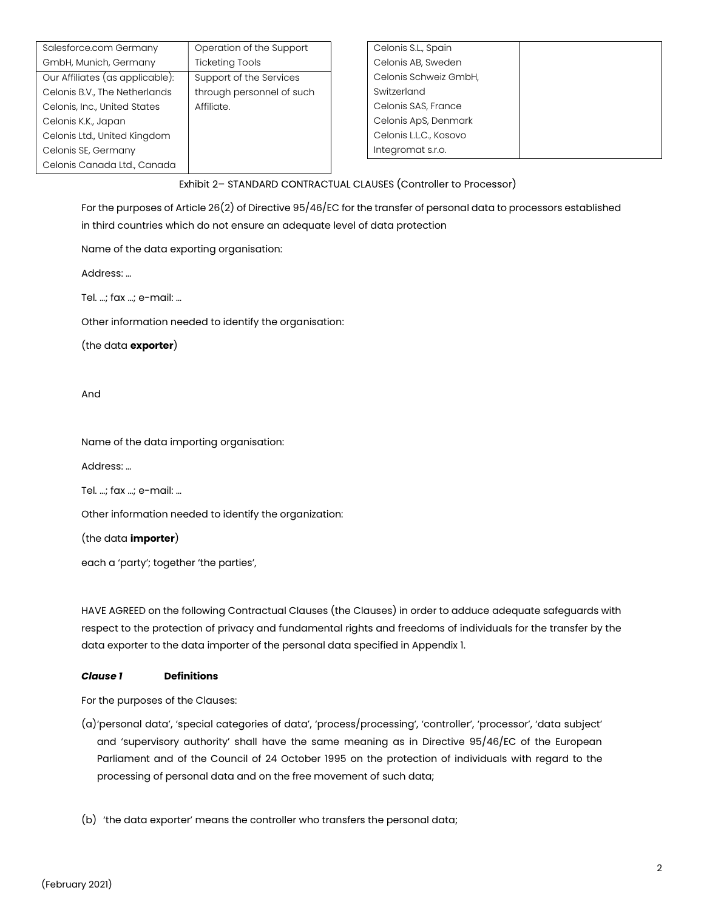| | |
|---|---|
| Salesforce.com Germany GmbH, Munich, Germany | Operation of the Support Ticketing Tools |
| Our Affiliates (as applicable): Celonis B.V., The Netherlands Celonis, Inc., United States Celonis K.K., Japan Celonis Ltd., United Kingdom Celonis SE, Germany Celonis Canada Ltd., Canada Celonis S.L., Spain Celonis AB, Sweden Celonis Schweiz GmbH, Switzerland Celonis SAS, France Celonis ApS, Denmark Celonis L.L.C., Kosovo Integromat s.r.o. | Support of the Services through personnel of such Affiliate. |

## Exhibit 2– STANDARD CONTRACTUAL CLAUSES (Controller to Processor)

For the purposes of Article 26(2) of Directive 95/46/EC for the transfer of personal data to processors established in third countries which do not ensure an adequate level of data protection

Name of the data exporting organisation:

Address: …

Tel. …; fax …; e-mail: …

Other information needed to identify the organisation:

(the data **exporter**)

And

Name of the data importing organisation:

Address: …

Tel. …; fax …; e-mail: …

Other information needed to identify the organization:

(the data **importer**)

each a 'party'; together 'the parties',

HAVE AGREED on the following Contractual Clauses (the Clauses) in order to adduce adequate safeguards with respect to the protection of privacy and fundamental rights and freedoms of individuals for the transfer by the data exporter to the data importer of the personal data specified in Appendix 1.

***Clause 1*** **Definitions**

For the purposes of the Clauses:

(a) 'personal data', 'special categories of data', 'process/processing', 'controller', 'processor', 'data subject' and 'supervisory authority' shall have the same meaning as in Directive 95/46/EC of the European Parliament and of the Council of 24 October 1995 on the protection of individuals with regard to the processing of personal data and on the free movement of such data;

(b) 'the data exporter' means the controller who transfers the personal data;

(February 2021)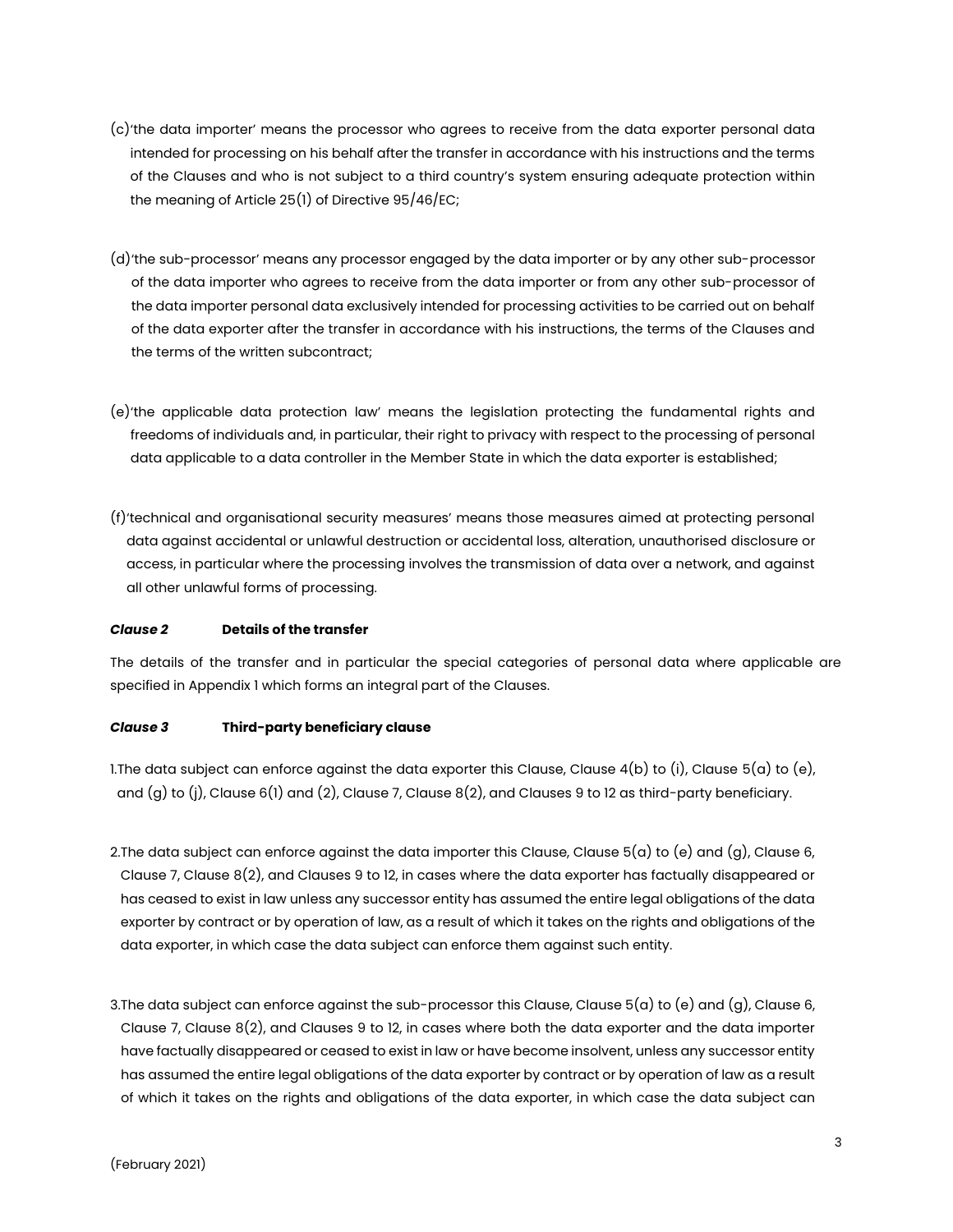(c) 'the data importer' means the processor who agrees to receive from the data exporter personal data intended for processing on his behalf after the transfer in accordance with his instructions and the terms of the Clauses and who is not subject to a third country's system ensuring adequate protection within the meaning of Article 25(1) of Directive 95/46/EC;

(d) 'the sub-processor' means any processor engaged by the data importer or by any other sub-processor of the data importer who agrees to receive from the data importer or from any other sub-processor of the data importer personal data exclusively intended for processing activities to be carried out on behalf of the data exporter after the transfer in accordance with his instructions, the terms of the Clauses and the terms of the written subcontract;

(e) 'the applicable data protection law' means the legislation protecting the fundamental rights and freedoms of individuals and, in particular, their right to privacy with respect to the processing of personal data applicable to a data controller in the Member State in which the data exporter is established;

(f) 'technical and organisational security measures' means those measures aimed at protecting personal data against accidental or unlawful destruction or accidental loss, alteration, unauthorised disclosure or access, in particular where the processing involves the transmission of data over a network, and against all other unlawful forms of processing.

***Clause 2*** **Details of the transfer**

The details of the transfer and in particular the special categories of personal data where applicable are specified in Appendix 1 which forms an integral part of the Clauses.

***Clause 3*** **Third-party beneficiary clause**

1. The data subject can enforce against the data exporter this Clause, Clause 4(b) to (i), Clause 5(a) to (e), and (g) to (j), Clause 6(1) and (2), Clause 7, Clause 8(2), and Clauses 9 to 12 as third-party beneficiary.

2. The data subject can enforce against the data importer this Clause, Clause 5(a) to (e) and (g), Clause 6, Clause 7, Clause 8(2), and Clauses 9 to 12, in cases where the data exporter has factually disappeared or has ceased to exist in law unless any successor entity has assumed the entire legal obligations of the data exporter by contract or by operation of law, as a result of which it takes on the rights and obligations of the data exporter, in which case the data subject can enforce them against such entity.

3. The data subject can enforce against the sub-processor this Clause, Clause 5(a) to (e) and (g), Clause 6, Clause 7, Clause 8(2), and Clauses 9 to 12, in cases where both the data exporter and the data importer have factually disappeared or ceased to exist in law or have become insolvent, unless any successor entity has assumed the entire legal obligations of the data exporter by contract or by operation of law as a result of which it takes on the rights and obligations of the data exporter, in which case the data subject can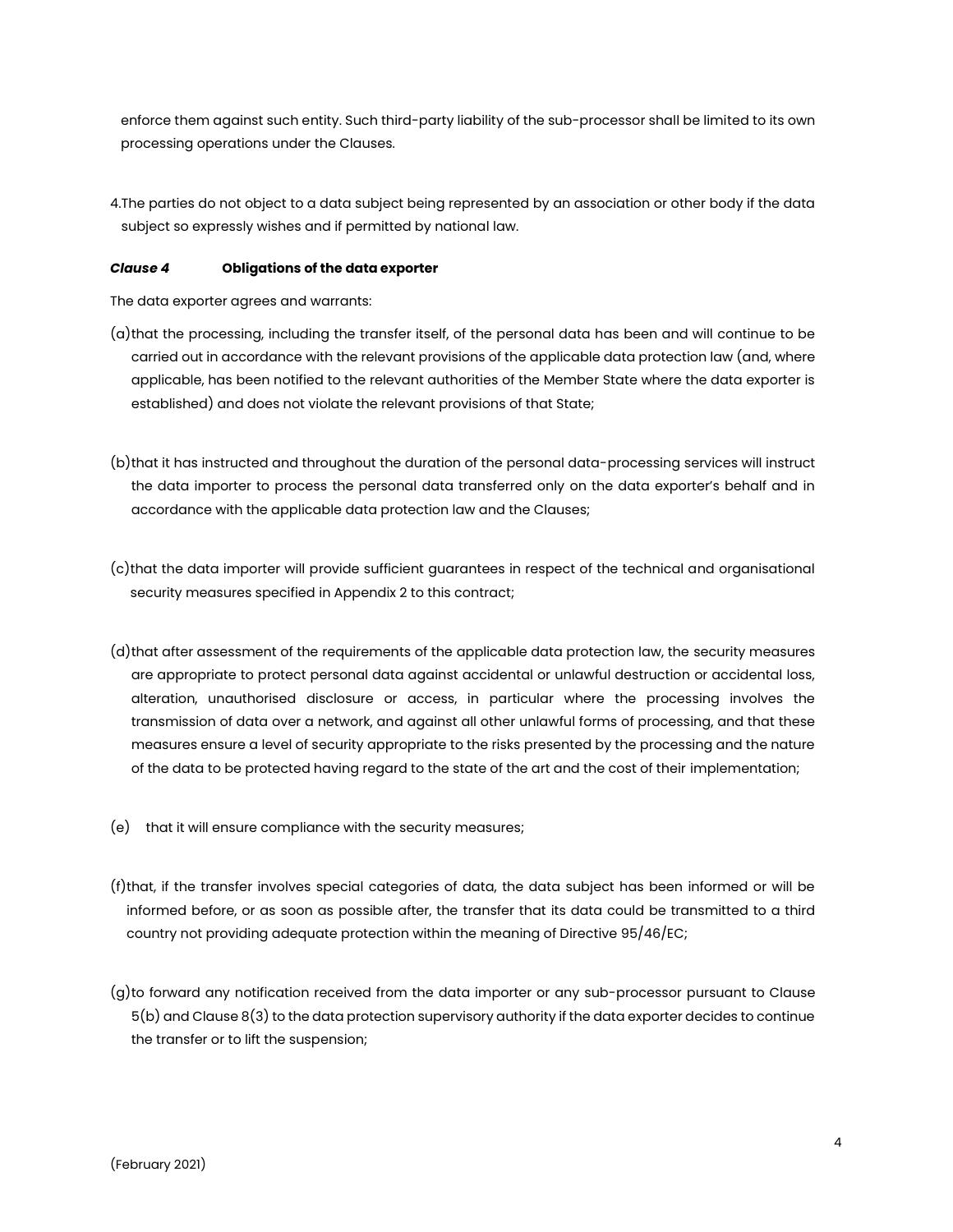enforce them against such entity. Such third-party liability of the sub-processor shall be limited to its own processing operations under the Clauses.

4. The parties do not object to a data subject being represented by an association or other body if the data subject so expressly wishes and if permitted by national law.

***Clause 4*** **Obligations of the data exporter**

The data exporter agrees and warrants:

(a) that the processing, including the transfer itself, of the personal data has been and will continue to be carried out in accordance with the relevant provisions of the applicable data protection law (and, where applicable, has been notified to the relevant authorities of the Member State where the data exporter is established) and does not violate the relevant provisions of that State;

(b) that it has instructed and throughout the duration of the personal data-processing services will instruct the data importer to process the personal data transferred only on the data exporter's behalf and in accordance with the applicable data protection law and the Clauses;

(c) that the data importer will provide sufficient guarantees in respect of the technical and organisational security measures specified in Appendix 2 to this contract;

(d) that after assessment of the requirements of the applicable data protection law, the security measures are appropriate to protect personal data against accidental or unlawful destruction or accidental loss, alteration, unauthorised disclosure or access, in particular where the processing involves the transmission of data over a network, and against all other unlawful forms of processing, and that these measures ensure a level of security appropriate to the risks presented by the processing and the nature of the data to be protected having regard to the state of the art and the cost of their implementation;

(e) that it will ensure compliance with the security measures;

(f) that, if the transfer involves special categories of data, the data subject has been informed or will be informed before, or as soon as possible after, the transfer that its data could be transmitted to a third country not providing adequate protection within the meaning of Directive 95/46/EC;

(g) to forward any notification received from the data importer or any sub-processor pursuant to Clause 5(b) and Clause 8(3) to the data protection supervisory authority if the data exporter decides to continue the transfer or to lift the suspension;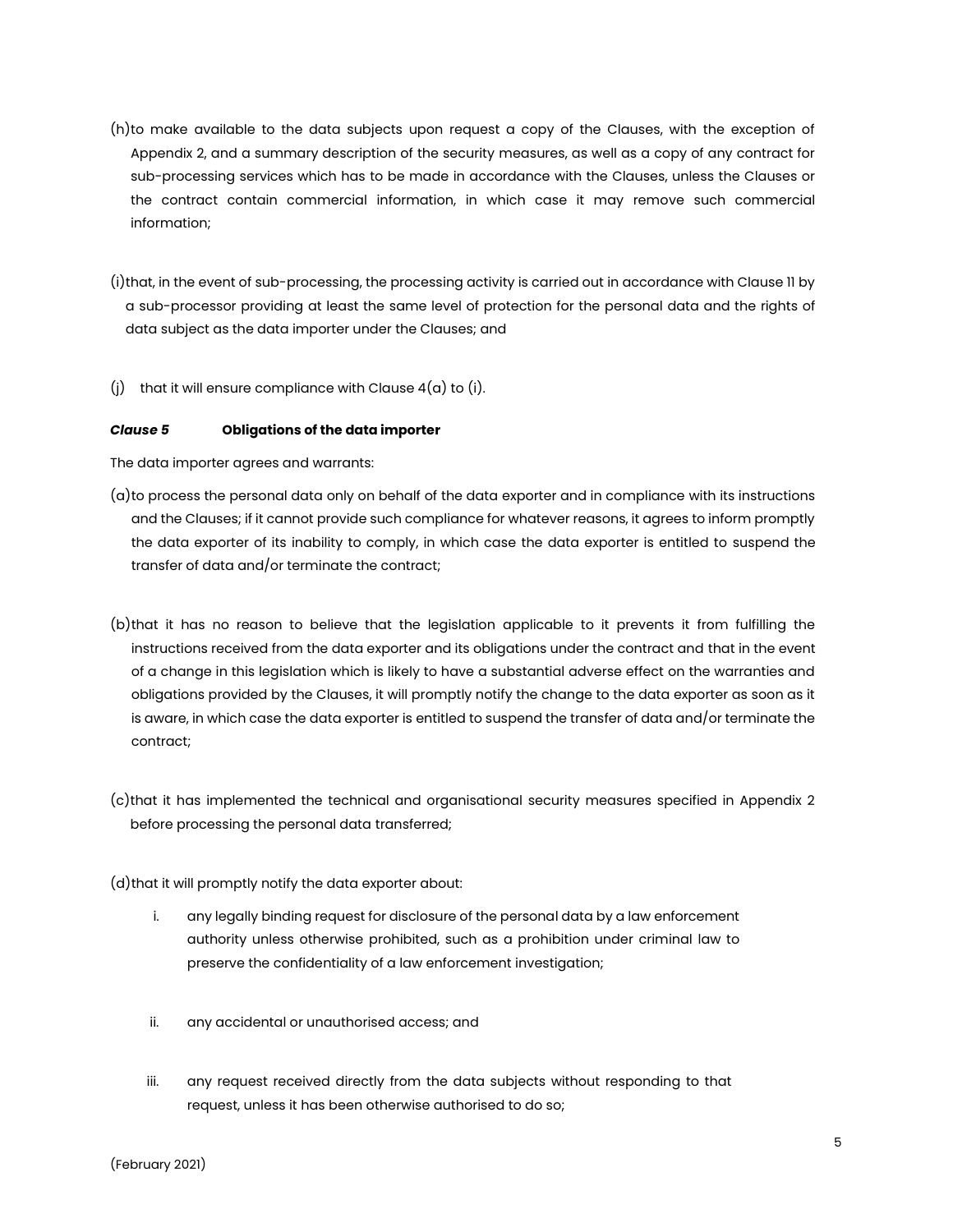(h) to make available to the data subjects upon request a copy of the Clauses, with the exception of Appendix 2, and a summary description of the security measures, as well as a copy of any contract for sub-processing services which has to be made in accordance with the Clauses, unless the Clauses or the contract contain commercial information, in which case it may remove such commercial information;

(i) that, in the event of sub-processing, the processing activity is carried out in accordance with Clause 11 by a sub-processor providing at least the same level of protection for the personal data and the rights of data subject as the data importer under the Clauses; and

(j) that it will ensure compliance with Clause 4(a) to (i).

***Clause 5*** **Obligations of the data importer**

The data importer agrees and warrants:

(a) to process the personal data only on behalf of the data exporter and in compliance with its instructions and the Clauses; if it cannot provide such compliance for whatever reasons, it agrees to inform promptly the data exporter of its inability to comply, in which case the data exporter is entitled to suspend the transfer of data and/or terminate the contract;

(b) that it has no reason to believe that the legislation applicable to it prevents it from fulfilling the instructions received from the data exporter and its obligations under the contract and that in the event of a change in this legislation which is likely to have a substantial adverse effect on the warranties and obligations provided by the Clauses, it will promptly notify the change to the data exporter as soon as it is aware, in which case the data exporter is entitled to suspend the transfer of data and/or terminate the contract;

(c) that it has implemented the technical and organisational security measures specified in Appendix 2 before processing the personal data transferred;

(d) that it will promptly notify the data exporter about:

i. any legally binding request for disclosure of the personal data by a law enforcement authority unless otherwise prohibited, such as a prohibition under criminal law to preserve the confidentiality of a law enforcement investigation;

ii. any accidental or unauthorised access; and

iii. any request received directly from the data subjects without responding to that request, unless it has been otherwise authorised to do so;

(February 2021)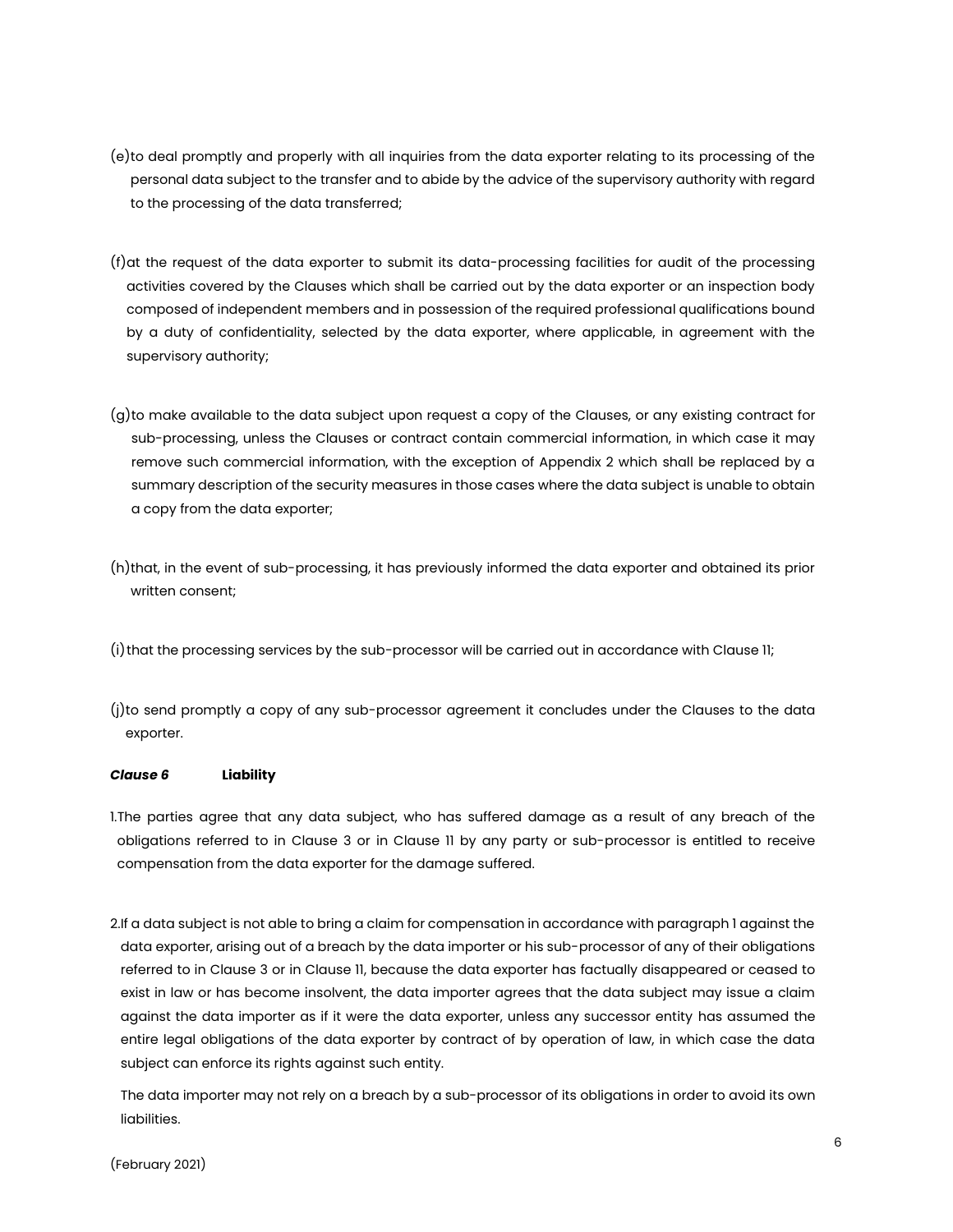(e) to deal promptly and properly with all inquiries from the data exporter relating to its processing of the personal data subject to the transfer and to abide by the advice of the supervisory authority with regard to the processing of the data transferred;

(f) at the request of the data exporter to submit its data-processing facilities for audit of the processing activities covered by the Clauses which shall be carried out by the data exporter or an inspection body composed of independent members and in possession of the required professional qualifications bound by a duty of confidentiality, selected by the data exporter, where applicable, in agreement with the supervisory authority;

(g) to make available to the data subject upon request a copy of the Clauses, or any existing contract for sub-processing, unless the Clauses or contract contain commercial information, in which case it may remove such commercial information, with the exception of Appendix 2 which shall be replaced by a summary description of the security measures in those cases where the data subject is unable to obtain a copy from the data exporter;

(h) that, in the event of sub-processing, it has previously informed the data exporter and obtained its prior written consent;

(i) that the processing services by the sub-processor will be carried out in accordance with Clause 11;

(j) to send promptly a copy of any sub-processor agreement it concludes under the Clauses to the data exporter.

***Clause 6*** **Liability**

1. The parties agree that any data subject, who has suffered damage as a result of any breach of the obligations referred to in Clause 3 or in Clause 11 by any party or sub-processor is entitled to receive compensation from the data exporter for the damage suffered.

2. If a data subject is not able to bring a claim for compensation in accordance with paragraph 1 against the data exporter, arising out of a breach by the data importer or his sub-processor of any of their obligations referred to in Clause 3 or in Clause 11, because the data exporter has factually disappeared or ceased to exist in law or has become insolvent, the data importer agrees that the data subject may issue a claim against the data importer as if it were the data exporter, unless any successor entity has assumed the entire legal obligations of the data exporter by contract of by operation of law, in which case the data subject can enforce its rights against such entity.

   The data importer may not rely on a breach by a sub-processor of its obligations in order to avoid its own liabilities.

(February 2021)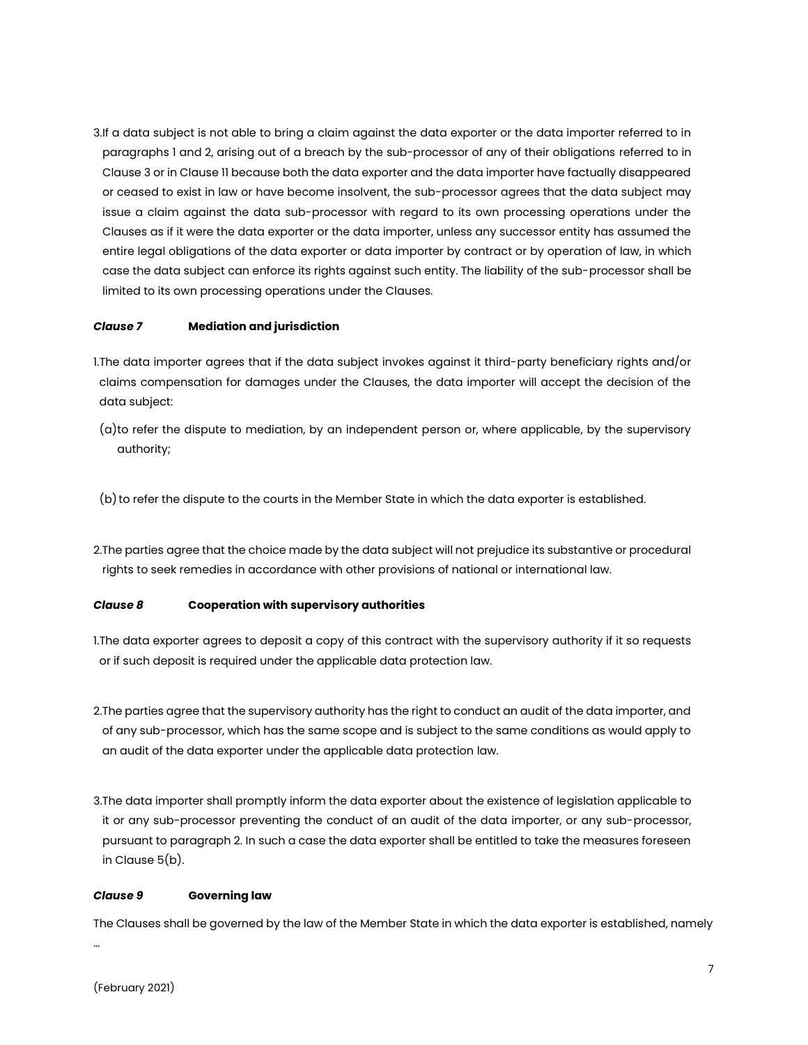3. If a data subject is not able to bring a claim against the data exporter or the data importer referred to in paragraphs 1 and 2, arising out of a breach by the sub-processor of any of their obligations referred to in Clause 3 or in Clause 11 because both the data exporter and the data importer have factually disappeared or ceased to exist in law or have become insolvent, the sub-processor agrees that the data subject may issue a claim against the data sub-processor with regard to its own processing operations under the Clauses as if it were the data exporter or the data importer, unless any successor entity has assumed the entire legal obligations of the data exporter or data importer by contract or by operation of law, in which case the data subject can enforce its rights against such entity. The liability of the sub-processor shall be limited to its own processing operations under the Clauses.

***Clause 7*** **Mediation and jurisdiction**

1. The data importer agrees that if the data subject invokes against it third-party beneficiary rights and/or claims compensation for damages under the Clauses, the data importer will accept the decision of the data subject:

(a) to refer the dispute to mediation, by an independent person or, where applicable, by the supervisory authority;

(b) to refer the dispute to the courts in the Member State in which the data exporter is established.

2. The parties agree that the choice made by the data subject will not prejudice its substantive or procedural rights to seek remedies in accordance with other provisions of national or international law.

***Clause 8*** **Cooperation with supervisory authorities**

1. The data exporter agrees to deposit a copy of this contract with the supervisory authority if it so requests or if such deposit is required under the applicable data protection law.

2. The parties agree that the supervisory authority has the right to conduct an audit of the data importer, and of any sub-processor, which has the same scope and is subject to the same conditions as would apply to an audit of the data exporter under the applicable data protection law.

3. The data importer shall promptly inform the data exporter about the existence of legislation applicable to it or any sub-processor preventing the conduct of an audit of the data importer, or any sub-processor, pursuant to paragraph 2. In such a case the data exporter shall be entitled to take the measures foreseen in Clause 5(b).

***Clause 9*** **Governing law**

The Clauses shall be governed by the law of the Member State in which the data exporter is established, namely ...

(February 2021)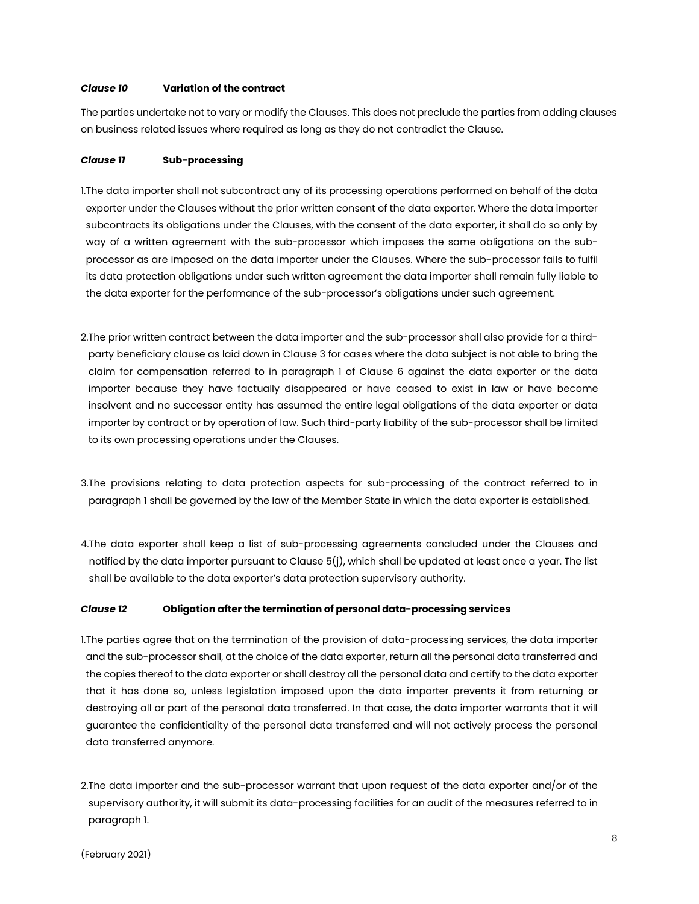***Clause 10*** **Variation of the contract**

The parties undertake not to vary or modify the Clauses. This does not preclude the parties from adding clauses on business related issues where required as long as they do not contradict the Clause.

***Clause 11*** **Sub-processing**

1. The data importer shall not subcontract any of its processing operations performed on behalf of the data exporter under the Clauses without the prior written consent of the data exporter. Where the data importer subcontracts its obligations under the Clauses, with the consent of the data exporter, it shall do so only by way of a written agreement with the sub-processor which imposes the same obligations on the sub-processor as are imposed on the data importer under the Clauses. Where the sub-processor fails to fulfil its data protection obligations under such written agreement the data importer shall remain fully liable to the data exporter for the performance of the sub-processor's obligations under such agreement.

2. The prior written contract between the data importer and the sub-processor shall also provide for a third-party beneficiary clause as laid down in Clause 3 for cases where the data subject is not able to bring the claim for compensation referred to in paragraph 1 of Clause 6 against the data exporter or the data importer because they have factually disappeared or have ceased to exist in law or have become insolvent and no successor entity has assumed the entire legal obligations of the data exporter or data importer by contract or by operation of law. Such third-party liability of the sub-processor shall be limited to its own processing operations under the Clauses.

3. The provisions relating to data protection aspects for sub-processing of the contract referred to in paragraph 1 shall be governed by the law of the Member State in which the data exporter is established.

4. The data exporter shall keep a list of sub-processing agreements concluded under the Clauses and notified by the data importer pursuant to Clause 5(j), which shall be updated at least once a year. The list shall be available to the data exporter's data protection supervisory authority.

***Clause 12*** **Obligation after the termination of personal data-processing services**

1. The parties agree that on the termination of the provision of data-processing services, the data importer and the sub-processor shall, at the choice of the data exporter, return all the personal data transferred and the copies thereof to the data exporter or shall destroy all the personal data and certify to the data exporter that it has done so, unless legislation imposed upon the data importer prevents it from returning or destroying all or part of the personal data transferred. In that case, the data importer warrants that it will guarantee the confidentiality of the personal data transferred and will not actively process the personal data transferred anymore.

2. The data importer and the sub-processor warrant that upon request of the data exporter and/or of the supervisory authority, it will submit its data-processing facilities for an audit of the measures referred to in paragraph 1.

(February 2021)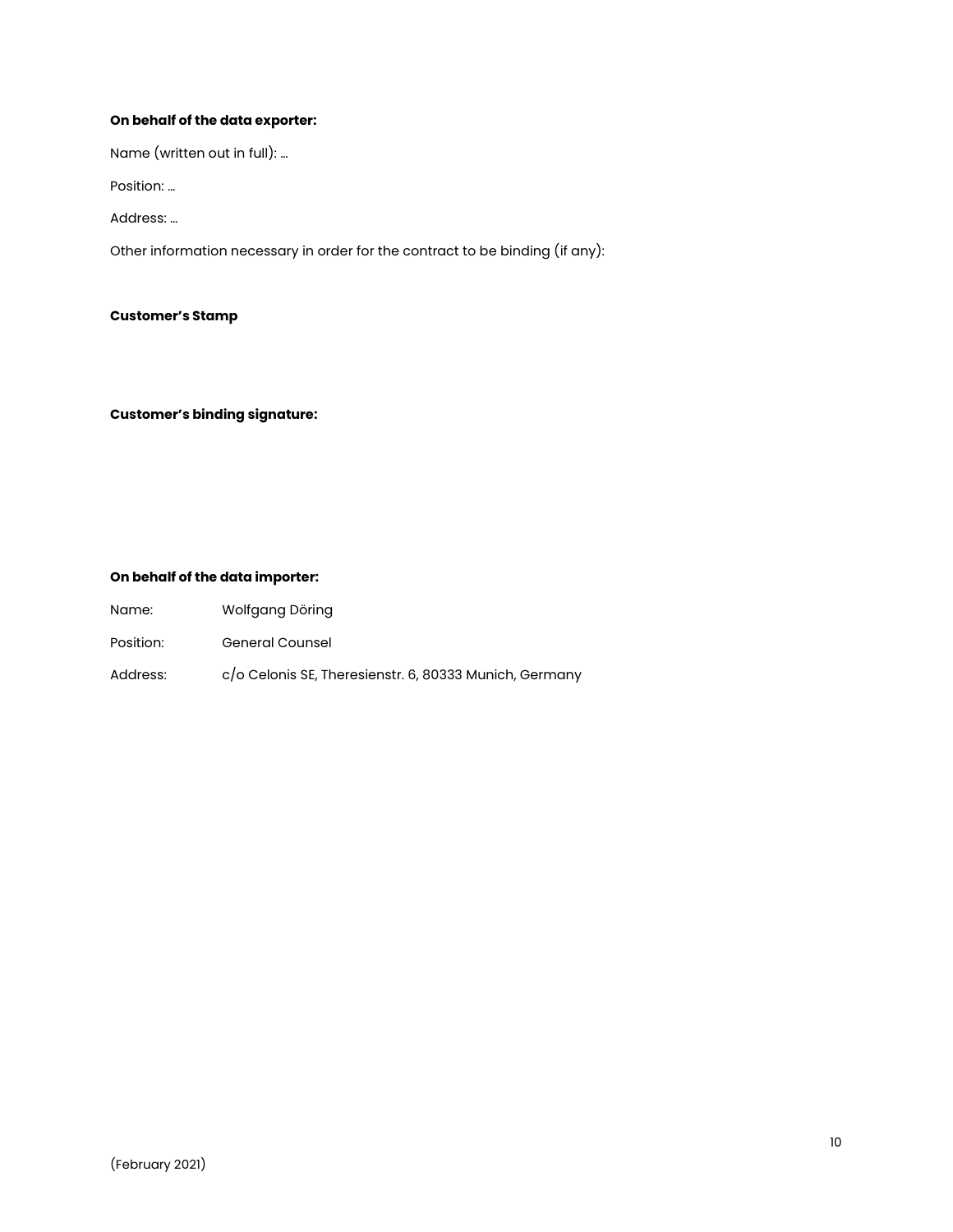**On behalf of the data exporter:**

Name (written out in full): …

Position: …

Address: …

Other information necessary in order for the contract to be binding (if any):

**Customer's Stamp**

**Customer's binding signature:**

**On behalf of the data importer:**

Name: Wolfgang Döring

Position: General Counsel

Address: c/o Celonis SE, Theresienstr. 6, 80333 Munich, Germany

(February 2021)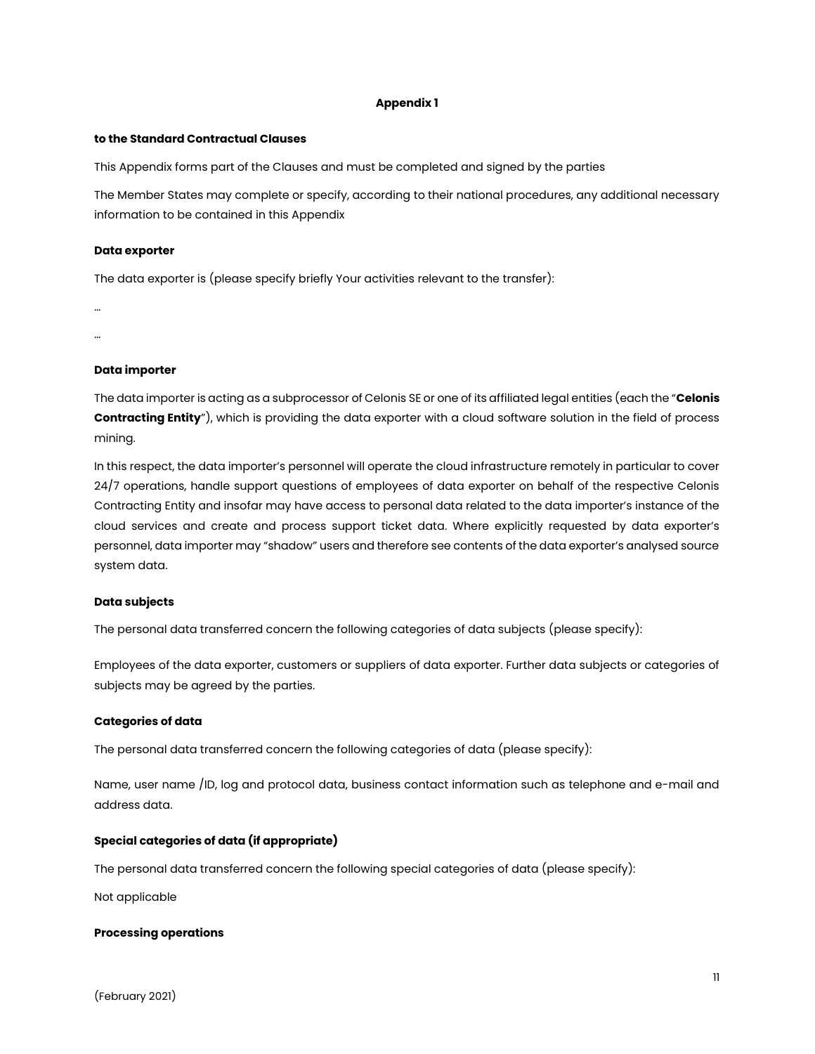**Appendix 1**

**to the Standard Contractual Clauses**

This Appendix forms part of the Clauses and must be completed and signed by the parties

The Member States may complete or specify, according to their national procedures, any additional necessary information to be contained in this Appendix

**Data exporter**

The data exporter is (please specify briefly Your activities relevant to the transfer):

...

...

**Data importer**

The data importer is acting as a subprocessor of Celonis SE or one of its affiliated legal entities (each the "**Celonis Contracting Entity**"), which is providing the data exporter with a cloud software solution in the field of process mining.

In this respect, the data importer's personnel will operate the cloud infrastructure remotely in particular to cover 24/7 operations, handle support questions of employees of data exporter on behalf of the respective Celonis Contracting Entity and insofar may have access to personal data related to the data importer's instance of the cloud services and create and process support ticket data. Where explicitly requested by data exporter's personnel, data importer may "shadow" users and therefore see contents of the data exporter's analysed source system data.

**Data subjects**

The personal data transferred concern the following categories of data subjects (please specify):

Employees of the data exporter, customers or suppliers of data exporter. Further data subjects or categories of subjects may be agreed by the parties.

**Categories of data**

The personal data transferred concern the following categories of data (please specify):

Name, user name /ID, log and protocol data, business contact information such as telephone and e-mail and address data.

**Special categories of data (if appropriate)**

The personal data transferred concern the following special categories of data (please specify):

Not applicable

**Processing operations**

(February 2021)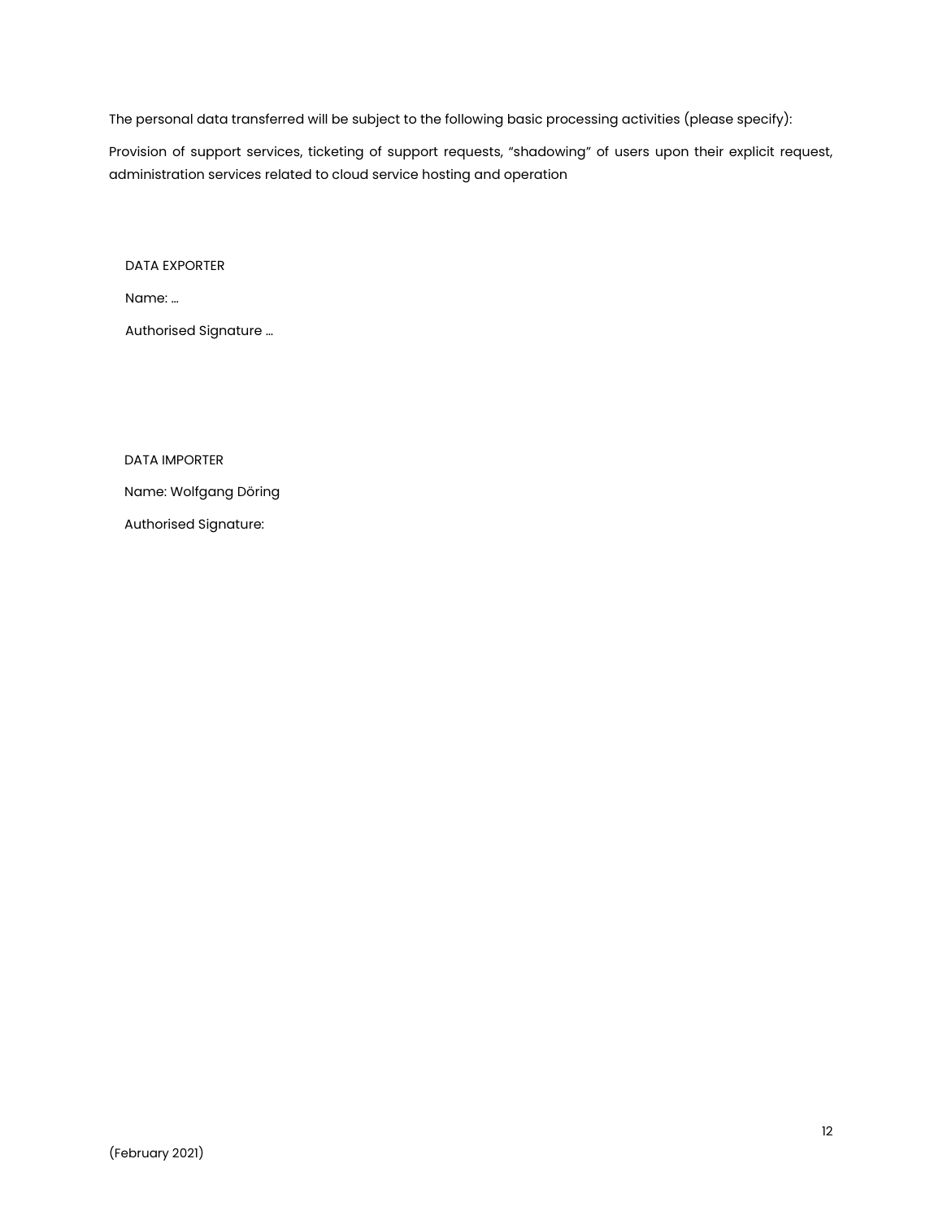The personal data transferred will be subject to the following basic processing activities (please specify):

Provision of support services, ticketing of support requests, “shadowing” of users upon their explicit request, administration services related to cloud service hosting and operation

DATA EXPORTER

Name: …

Authorised Signature …

DATA IMPORTER

Name: Wolfgang Döring

Authorised Signature:

(February 2021)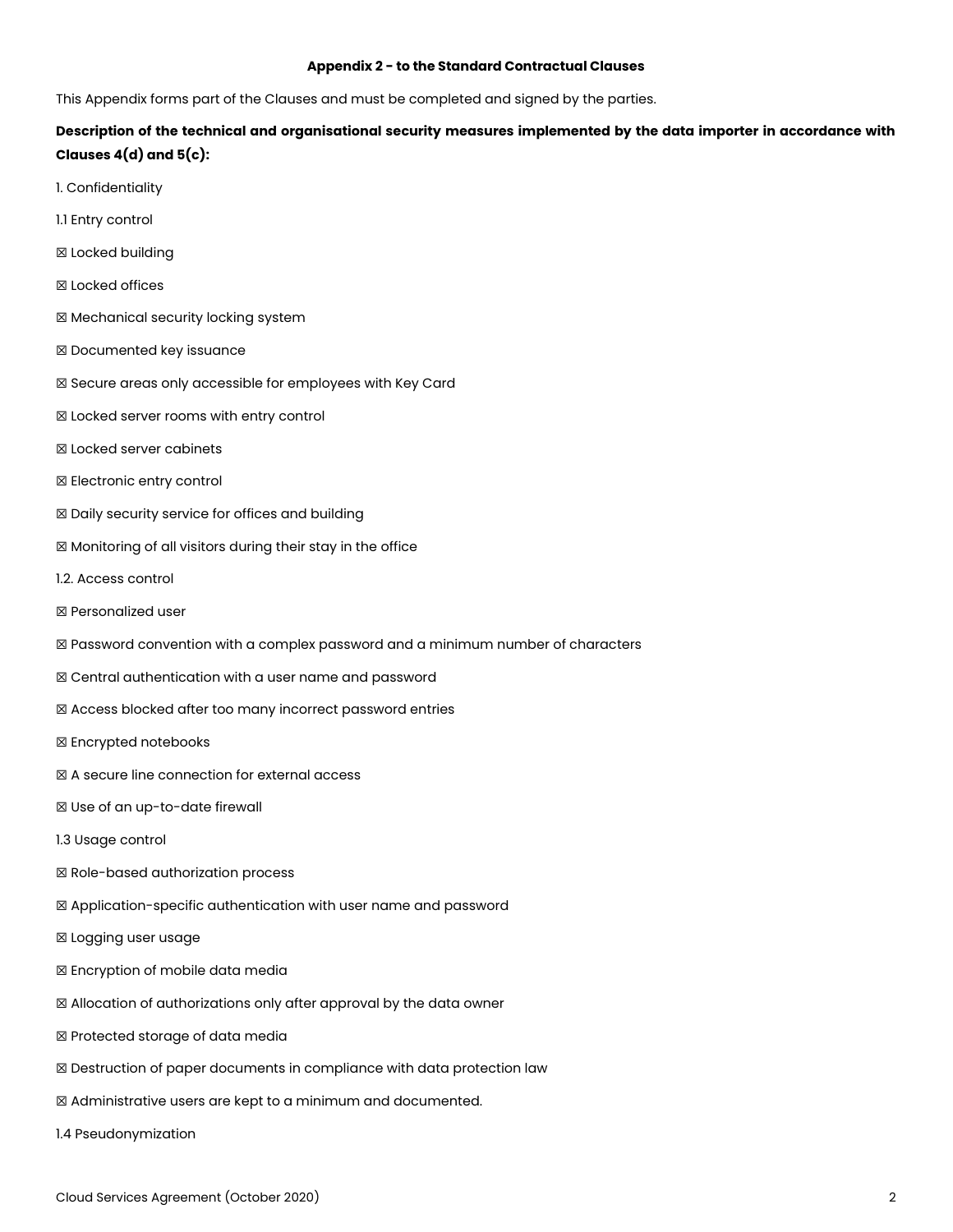**Appendix 2 - to the Standard Contractual Clauses**

This Appendix forms part of the Clauses and must be completed and signed by the parties.

**Description of the technical and organisational security measures implemented by the data importer in accordance with Clauses 4(d) and 5(c):**

1. Confidentiality

1.1 Entry control

☒ Locked building

☒ Locked offices

☒ Mechanical security locking system

☒ Documented key issuance

☒ Secure areas only accessible for employees with Key Card

☒ Locked server rooms with entry control

☒ Locked server cabinets

☒ Electronic entry control

☒ Daily security service for offices and building

☒ Monitoring of all visitors during their stay in the office

1.2. Access control

☒ Personalized user

☒ Password convention with a complex password and a minimum number of characters

☒ Central authentication with a user name and password

☒ Access blocked after too many incorrect password entries

☒ Encrypted notebooks

☒ A secure line connection for external access

☒ Use of an up-to-date firewall

1.3 Usage control

☒ Role-based authorization process

☒ Application-specific authentication with user name and password

☒ Logging user usage

☒ Encryption of mobile data media

☒ Allocation of authorizations only after approval by the data owner

☒ Protected storage of data media

☒ Destruction of paper documents in compliance with data protection law

☒ Administrative users are kept to a minimum and documented.

1.4 Pseudonymization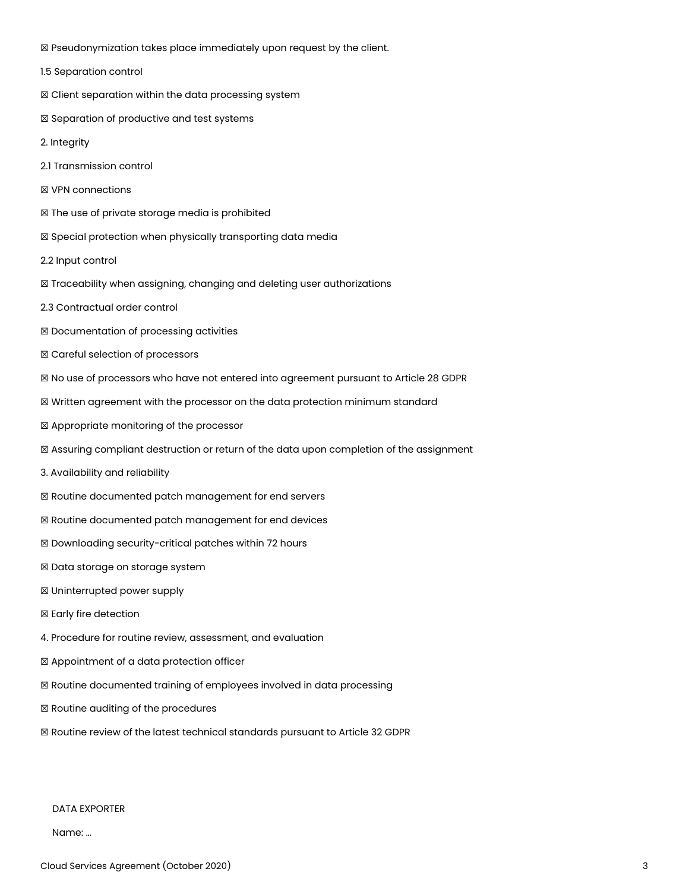☒ Pseudonymization takes place immediately upon request by the client.

1.5 Separation control

☒ Client separation within the data processing system

☒ Separation of productive and test systems

2. Integrity

2.1 Transmission control

☒ VPN connections

☒ The use of private storage media is prohibited

☒ Special protection when physically transporting data media

2.2 Input control

☒ Traceability when assigning, changing and deleting user authorizations

2.3 Contractual order control

☒ Documentation of processing activities

☒ Careful selection of processors

☒ No use of processors who have not entered into agreement pursuant to Article 28 GDPR

☒ Written agreement with the processor on the data protection minimum standard

☒ Appropriate monitoring of the processor

☒ Assuring compliant destruction or return of the data upon completion of the assignment

3. Availability and reliability

☒ Routine documented patch management for end servers

☒ Routine documented patch management for end devices

☒ Downloading security-critical patches within 72 hours

☒ Data storage on storage system

☒ Uninterrupted power supply

☒ Early fire detection

4. Procedure for routine review, assessment, and evaluation

☒ Appointment of a data protection officer

☒ Routine documented training of employees involved in data processing

☒ Routine auditing of the procedures

☒ Routine review of the latest technical standards pursuant to Article 32 GDPR

DATA EXPORTER

Name: ...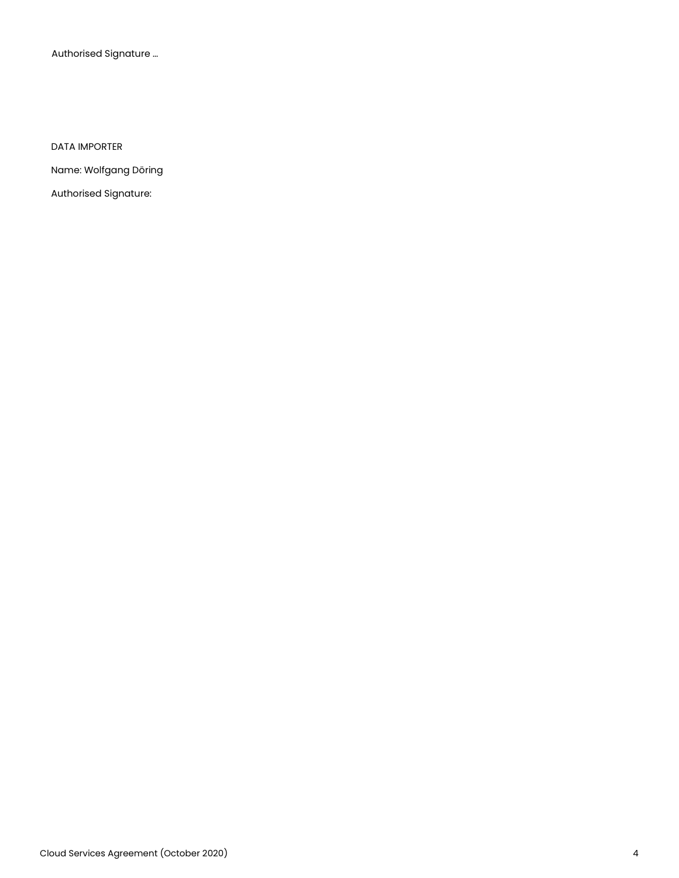Authorised Signature ...

DATA IMPORTER

Name: Wolfgang Döring

Authorised Signature: